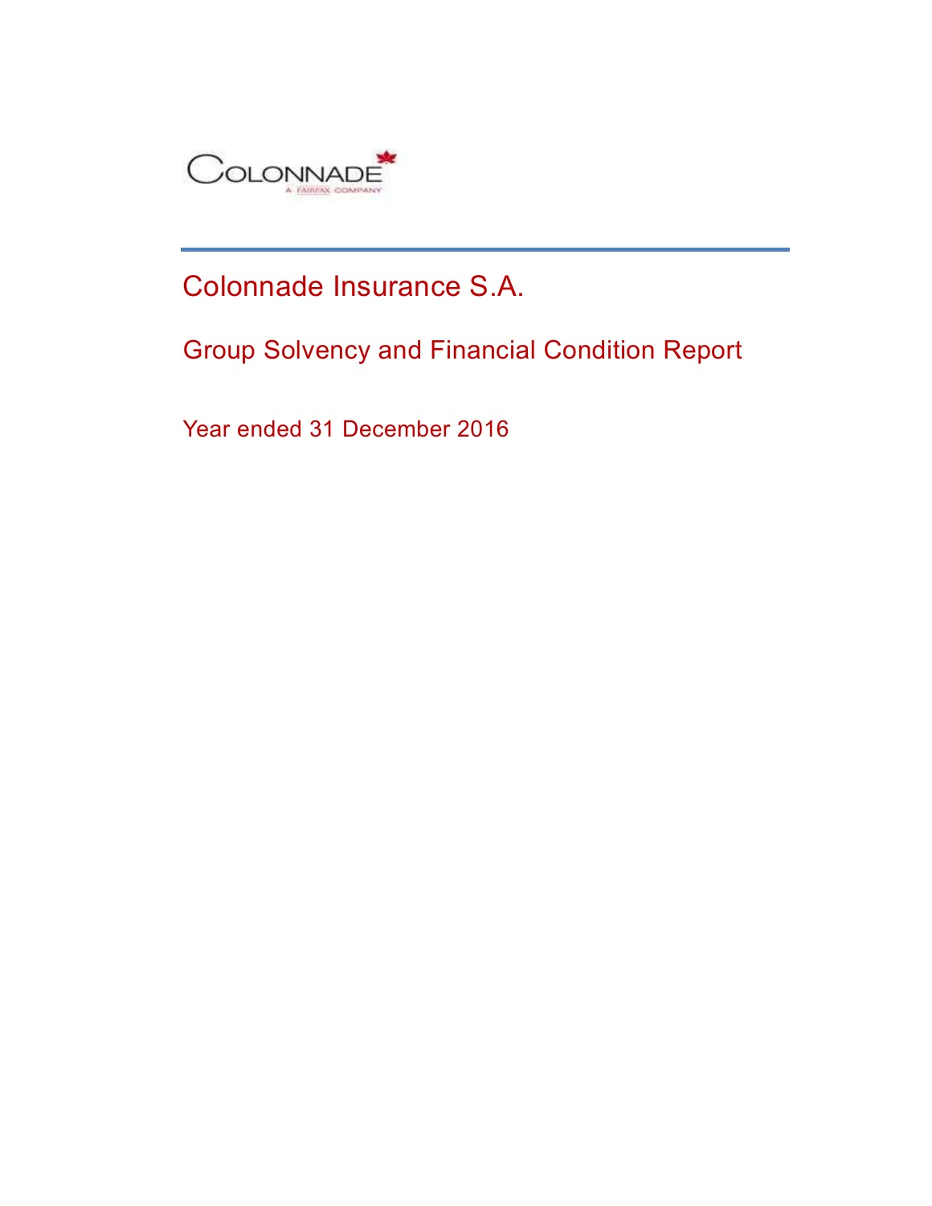COLONNADE

A FAIRFAX COMPANY

# Colonnade Insurance S.A.

## Group Solvency and Financial Condition Report

Year ended 31 December 2016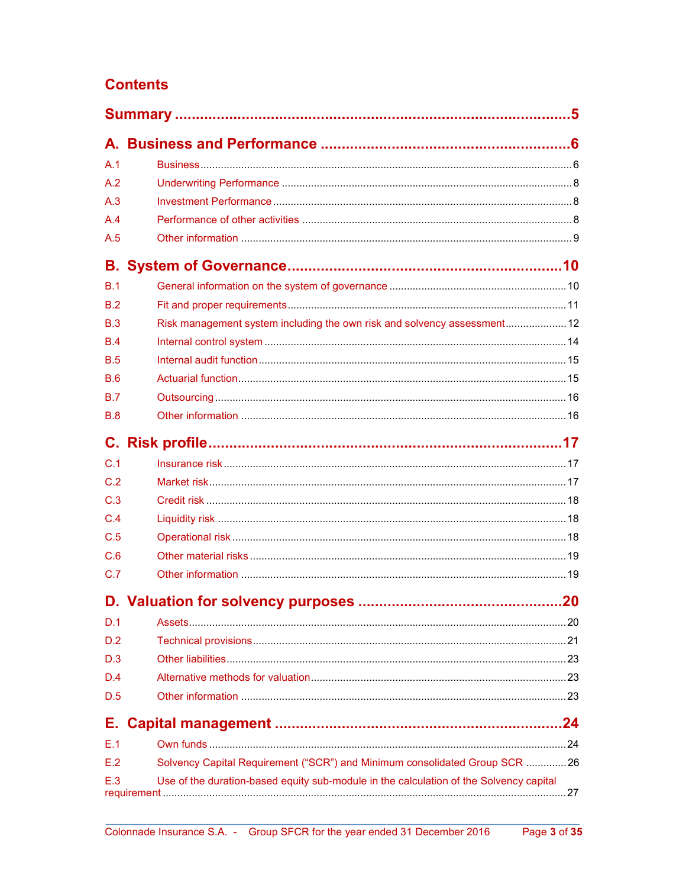# Contents

## Summary ..... 5

## A. Business and Performance ..... 6

- A.1 Business ..... 6
- A.2 Underwriting Performance ..... 8
- A.3 Investment Performance ..... 8
- A.4 Performance of other activities ..... 8
- A.5 Other information ..... 9

## B. System of Governance ..... 10

- B.1 General information on the system of governance ..... 10
- B.2 Fit and proper requirements ..... 11
- B.3 Risk management system including the own risk and solvency assessment ..... 12
- B.4 Internal control system ..... 14
- B.5 Internal audit function ..... 15
- B.6 Actuarial function ..... 15
- B.7 Outsourcing ..... 16
- B.8 Other information ..... 16

## C. Risk profile ..... 17

- C.1 Insurance risk ..... 17
- C.2 Market risk ..... 17
- C.3 Credit risk ..... 18
- C.4 Liquidity risk ..... 18
- C.5 Operational risk ..... 18
- C.6 Other material risks ..... 19
- C.7 Other information ..... 19

## D. Valuation for solvency purposes ..... 20

- D.1 Assets ..... 20
- D.2 Technical provisions ..... 21
- D.3 Other liabilities ..... 23
- D.4 Alternative methods for valuation ..... 23
- D.5 Other information ..... 23

## E. Capital management ..... 24

- E.1 Own funds ..... 24
- E.2 Solvency Capital Requirement (“SCR”) and Minimum consolidated Group SCR ..... 26
- E.3 Use of the duration-based equity sub-module in the calculation of the Solvency capital requirement ..... 27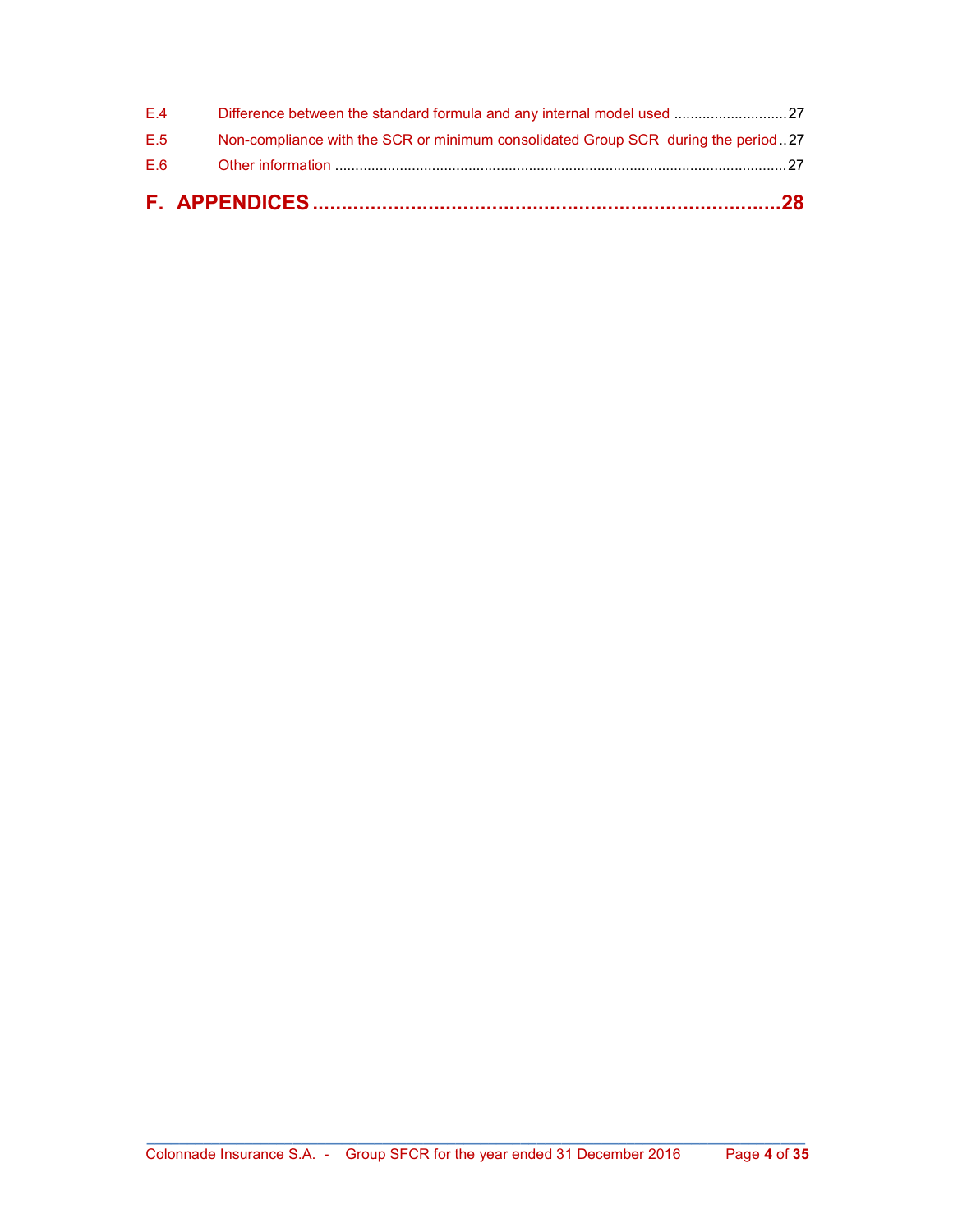E.4 Difference between the standard formula and any internal model used ............................27

E.5 Non-compliance with the SCR or minimum consolidated Group SCR during the period ..27

E.6 Other information ...............................................................................................................27

**F. APPENDICES ..................................................................................28**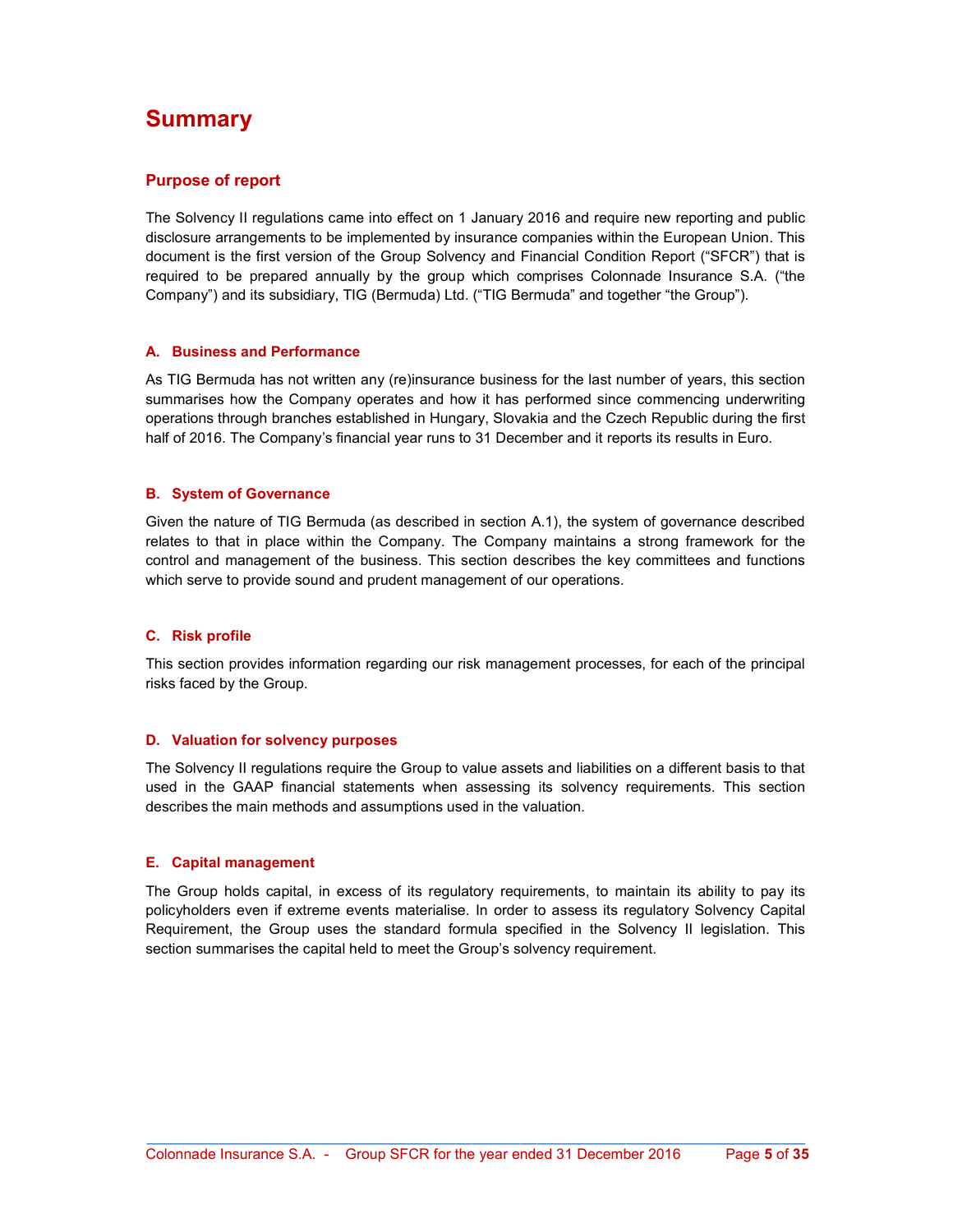# Summary

## Purpose of report

The Solvency II regulations came into effect on 1 January 2016 and require new reporting and public disclosure arrangements to be implemented by insurance companies within the European Union. This document is the first version of the Group Solvency and Financial Condition Report ("SFCR") that is required to be prepared annually by the group which comprises Colonnade Insurance S.A. ("the Company") and its subsidiary, TIG (Bermuda) Ltd. ("TIG Bermuda" and together "the Group").

### A. Business and Performance

As TIG Bermuda has not written any (re)insurance business for the last number of years, this section summarises how the Company operates and how it has performed since commencing underwriting operations through branches established in Hungary, Slovakia and the Czech Republic during the first half of 2016. The Company's financial year runs to 31 December and it reports its results in Euro.

### B. System of Governance

Given the nature of TIG Bermuda (as described in section A.1), the system of governance described relates to that in place within the Company. The Company maintains a strong framework for the control and management of the business. This section describes the key committees and functions which serve to provide sound and prudent management of our operations.

### C. Risk profile

This section provides information regarding our risk management processes, for each of the principal risks faced by the Group.

### D. Valuation for solvency purposes

The Solvency II regulations require the Group to value assets and liabilities on a different basis to that used in the GAAP financial statements when assessing its solvency requirements. This section describes the main methods and assumptions used in the valuation.

### E. Capital management

The Group holds capital, in excess of its regulatory requirements, to maintain its ability to pay its policyholders even if extreme events materialise. In order to assess its regulatory Solvency Capital Requirement, the Group uses the standard formula specified in the Solvency II legislation. This section summarises the capital held to meet the Group's solvency requirement.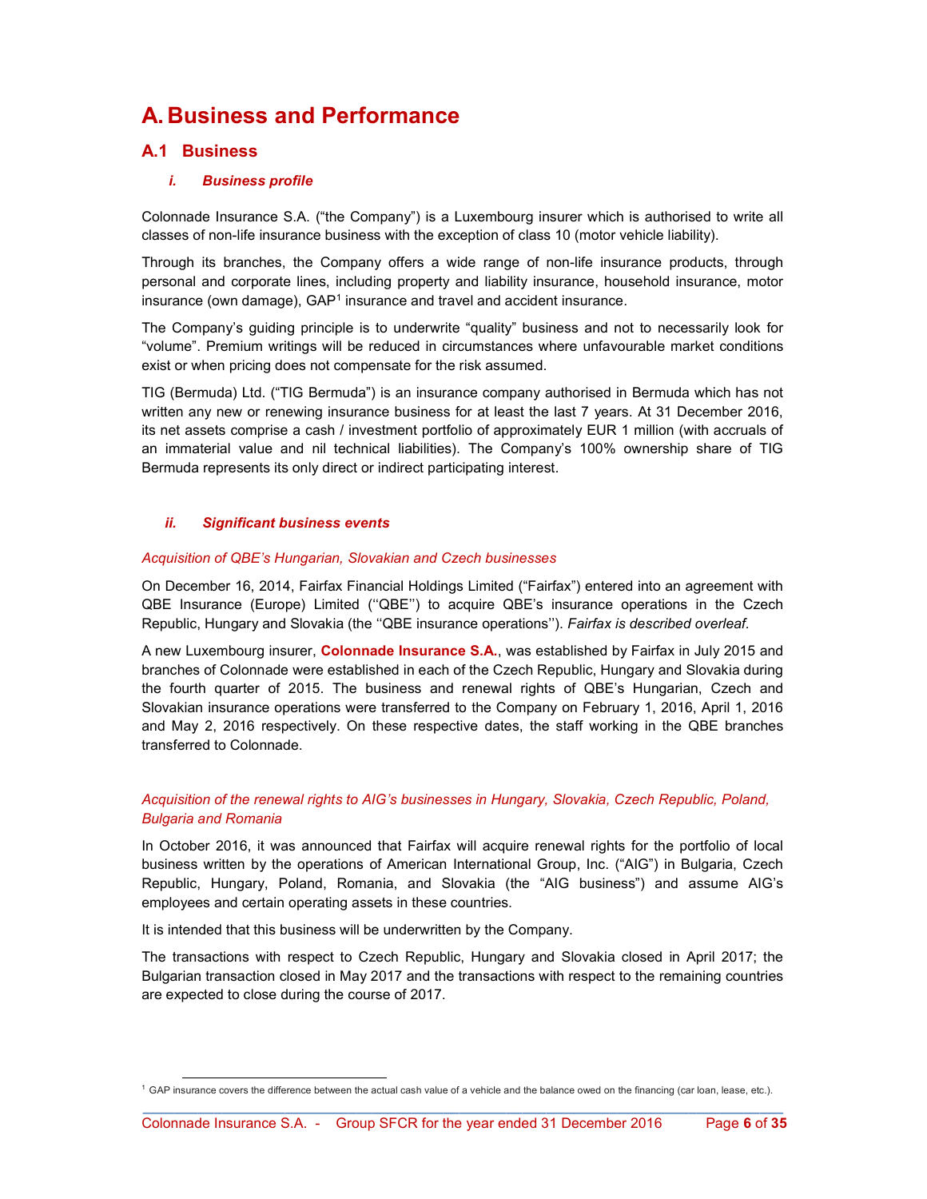# A. Business and Performance

## A.1 Business

### *i. Business profile*

Colonnade Insurance S.A. ("the Company") is a Luxembourg insurer which is authorised to write all classes of non-life insurance business with the exception of class 10 (motor vehicle liability).

Through its branches, the Company offers a wide range of non-life insurance products, through personal and corporate lines, including property and liability insurance, household insurance, motor insurance (own damage), GAP[1] insurance and travel and accident insurance.

The Company's guiding principle is to underwrite "quality" business and not to necessarily look for "volume". Premium writings will be reduced in circumstances where unfavourable market conditions exist or when pricing does not compensate for the risk assumed.

TIG (Bermuda) Ltd. ("TIG Bermuda") is an insurance company authorised in Bermuda which has not written any new or renewing insurance business for at least the last 7 years. At 31 December 2016, its net assets comprise a cash / investment portfolio of approximately EUR 1 million (with accruals of an immaterial value and nil technical liabilities). The Company's 100% ownership share of TIG Bermuda represents its only direct or indirect participating interest.

### *ii. Significant business events*

*Acquisition of QBE's Hungarian, Slovakian and Czech businesses*

On December 16, 2014, Fairfax Financial Holdings Limited ("Fairfax") entered into an agreement with QBE Insurance (Europe) Limited (''QBE'') to acquire QBE's insurance operations in the Czech Republic, Hungary and Slovakia (the ''QBE insurance operations''). *Fairfax is described overleaf.*

A new Luxembourg insurer, **Colonnade Insurance S.A.**, was established by Fairfax in July 2015 and branches of Colonnade were established in each of the Czech Republic, Hungary and Slovakia during the fourth quarter of 2015. The business and renewal rights of QBE's Hungarian, Czech and Slovakian insurance operations were transferred to the Company on February 1, 2016, April 1, 2016 and May 2, 2016 respectively. On these respective dates, the staff working in the QBE branches transferred to Colonnade.

*Acquisition of the renewal rights to AIG's businesses in Hungary, Slovakia, Czech Republic, Poland, Bulgaria and Romania*

In October 2016, it was announced that Fairfax will acquire renewal rights for the portfolio of local business written by the operations of American International Group, Inc. ("AIG") in Bulgaria, Czech Republic, Hungary, Poland, Romania, and Slovakia (the "AIG business") and assume AIG's employees and certain operating assets in these countries.

It is intended that this business will be underwritten by the Company.

The transactions with respect to Czech Republic, Hungary and Slovakia closed in April 2017; the Bulgarian transaction closed in May 2017 and the transactions with respect to the remaining countries are expected to close during the course of 2017.

[1] GAP insurance covers the difference between the actual cash value of a vehicle and the balance owed on the financing (car loan, lease, etc.).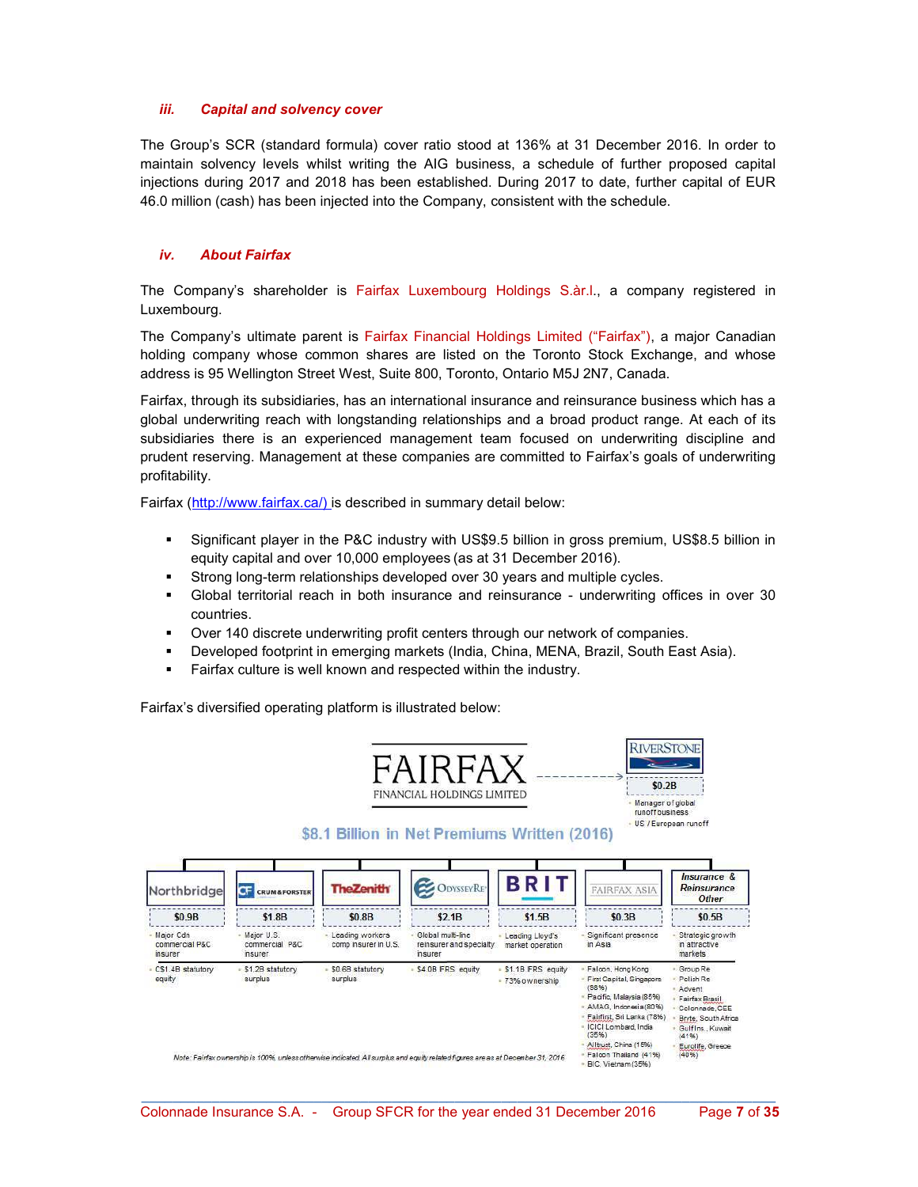### *iii. Capital and solvency cover*

The Group's SCR (standard formula) cover ratio stood at 136% at 31 December 2016. In order to maintain solvency levels whilst writing the AIG business, a schedule of further proposed capital injections during 2017 and 2018 has been established. During 2017 to date, further capital of EUR 46.0 million (cash) has been injected into the Company, consistent with the schedule.

### *iv. About Fairfax*

The Company's shareholder is Fairfax Luxembourg Holdings S.àr.l., a company registered in Luxembourg.

The Company's ultimate parent is Fairfax Financial Holdings Limited ("Fairfax"), a major Canadian holding company whose common shares are listed on the Toronto Stock Exchange, and whose address is 95 Wellington Street West, Suite 800, Toronto, Ontario M5J 2N7, Canada.

Fairfax, through its subsidiaries, has an international insurance and reinsurance business which has a global underwriting reach with longstanding relationships and a broad product range. At each of its subsidiaries there is an experienced management team focused on underwriting discipline and prudent reserving. Management at these companies are committed to Fairfax's goals of underwriting profitability.

Fairfax (http://www.fairfax.ca/) is described in summary detail below:

- Significant player in the P&C industry with US$9.5 billion in gross premium, US$8.5 billion in equity capital and over 10,000 employees (as at 31 December 2016).
- Strong long-term relationships developed over 30 years and multiple cycles.
- Global territorial reach in both insurance and reinsurance - underwriting offices in over 30 countries.
- Over 140 discrete underwriting profit centers through our network of companies.
- Developed footprint in emerging markets (India, China, MENA, Brazil, South East Asia).
- Fairfax culture is well known and respected within the industry.

Fairfax's diversified operating platform is illustrated below:

FAIRFAX FINANCIAL HOLDINGS LIMITED

RiverStone – $0.2B
- Manager of global runoff business
- US / European runoff

**$8.1 Billion in Net Premiums Written (2016)**

| Northbridge | Crum & Forster | The Zenith | OdysseyRe | Brit | Fairfax Asia | Insurance & Reinsurance Other |
|---|---|---|---|---|---|---|
| $0.9B | $1.8B | $0.8B | $2.1B | $1.5B | $0.3B | $0.5B |
| Major Cdn commercial P&C insurer | Major U.S. commercial P&C insurer | Leading workers comp insurer in U.S. | Global multi-line reinsurer and specialty insurer | Leading Lloyd's market operation | Significant presence in Asia | Strategic growth in attractive markets |
| C$1.4B statutory equity | $1.2B statutory surplus | $0.6B statutory surplus | $4.0B FRS equity | $1.1B FRS equity; 73% ownership | Falcon, Hong Kong; First Capital, Singapore (98%); Pacific, Malaysia (85%); AMAG, Indonesia (80%); Fairfirst, Sri Lanka (78%); ICICI Lombard, India (35%); Alltrust, China (15%); Falcon Thailand (41%); BIC, Vietnam (35%) | Group Re; Polish Re; Advent; Fairfax Brasil; Colonnade, CEE; Bryte, South Africa; Gulf Ins., Kuwait (41%); Eurolife, Greece (40%) |

Note: Fairfax ownership is 100%, unless otherwise indicated. All surplus and equity related figures are as at December 31, 2016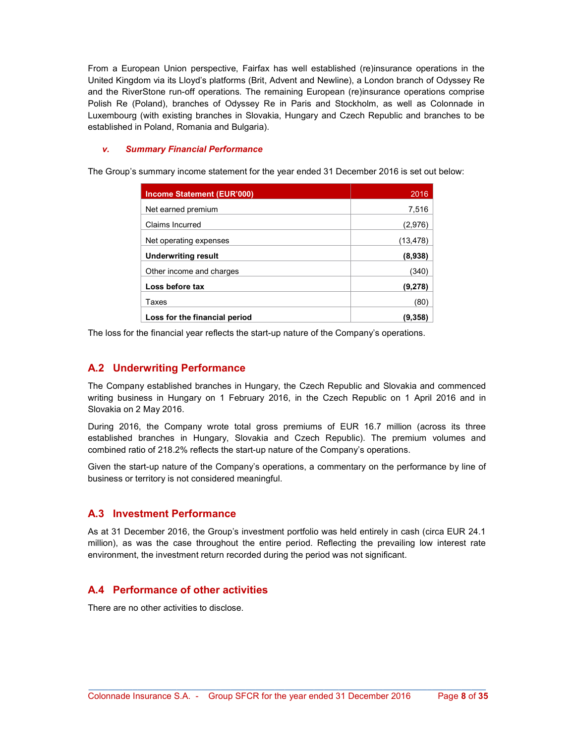From a European Union perspective, Fairfax has well established (re)insurance operations in the United Kingdom via its Lloyd's platforms (Brit, Advent and Newline), a London branch of Odyssey Re and the RiverStone run-off operations. The remaining European (re)insurance operations comprise Polish Re (Poland), branches of Odyssey Re in Paris and Stockholm, as well as Colonnade in Luxembourg (with existing branches in Slovakia, Hungary and Czech Republic and branches to be established in Poland, Romania and Bulgaria).

### *v. Summary Financial Performance*

The Group's summary income statement for the year ended 31 December 2016 is set out below:

| Income Statement (EUR'000) | 2016 |
|---|---|
| Net earned premium | 7,516 |
| Claims Incurred | (2,976) |
| Net operating expenses | (13,478) |
| **Underwriting result** | **(8,938)** |
| Other income and charges | (340) |
| **Loss before tax** | **(9,278)** |
| Taxes | (80) |
| **Loss for the financial period** | **(9,358)** |

The loss for the financial year reflects the start-up nature of the Company's operations.

## A.2 Underwriting Performance

The Company established branches in Hungary, the Czech Republic and Slovakia and commenced writing business in Hungary on 1 February 2016, in the Czech Republic on 1 April 2016 and in Slovakia on 2 May 2016.

During 2016, the Company wrote total gross premiums of EUR 16.7 million (across its three established branches in Hungary, Slovakia and Czech Republic). The premium volumes and combined ratio of 218.2% reflects the start-up nature of the Company's operations.

Given the start-up nature of the Company's operations, a commentary on the performance by line of business or territory is not considered meaningful.

## A.3 Investment Performance

As at 31 December 2016, the Group's investment portfolio was held entirely in cash (circa EUR 24.1 million), as was the case throughout the entire period. Reflecting the prevailing low interest rate environment, the investment return recorded during the period was not significant.

## A.4 Performance of other activities

There are no other activities to disclose.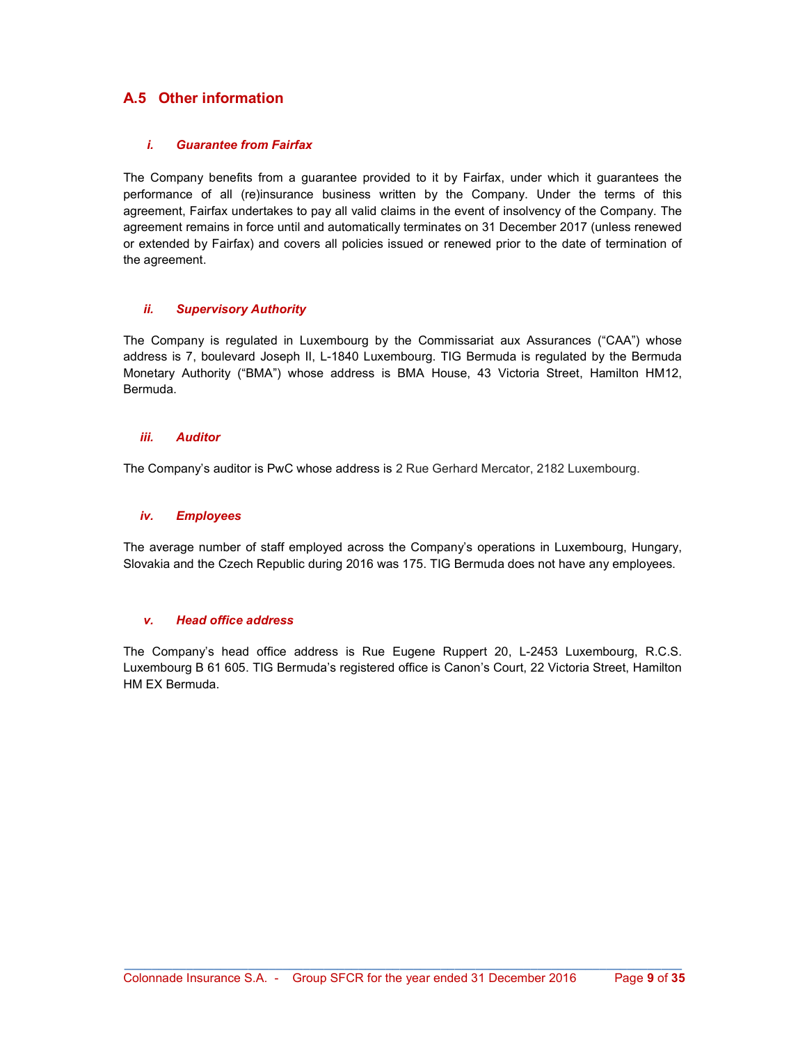## A.5 Other information

### *i. Guarantee from Fairfax*

The Company benefits from a guarantee provided to it by Fairfax, under which it guarantees the performance of all (re)insurance business written by the Company. Under the terms of this agreement, Fairfax undertakes to pay all valid claims in the event of insolvency of the Company. The agreement remains in force until and automatically terminates on 31 December 2017 (unless renewed or extended by Fairfax) and covers all policies issued or renewed prior to the date of termination of the agreement.

### *ii. Supervisory Authority*

The Company is regulated in Luxembourg by the Commissariat aux Assurances ("CAA") whose address is 7, boulevard Joseph II, L-1840 Luxembourg. TIG Bermuda is regulated by the Bermuda Monetary Authority ("BMA") whose address is BMA House, 43 Victoria Street, Hamilton HM12, Bermuda.

### *iii. Auditor*

The Company's auditor is PwC whose address is 2 Rue Gerhard Mercator, 2182 Luxembourg.

### *iv. Employees*

The average number of staff employed across the Company's operations in Luxembourg, Hungary, Slovakia and the Czech Republic during 2016 was 175. TIG Bermuda does not have any employees.

### *v. Head office address*

The Company's head office address is Rue Eugene Ruppert 20, L-2453 Luxembourg, R.C.S. Luxembourg B 61 605. TIG Bermuda's registered office is Canon's Court, 22 Victoria Street, Hamilton HM EX Bermuda.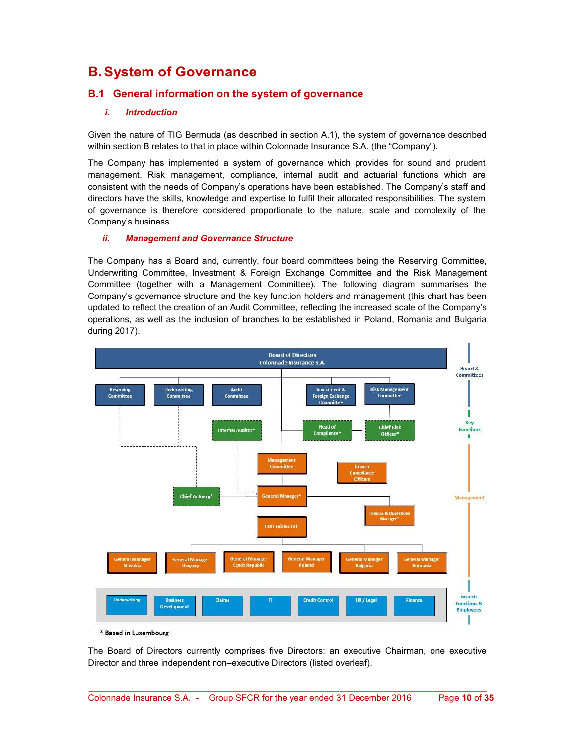# B. System of Governance

## B.1 General information on the system of governance

### *i. Introduction*

Given the nature of TIG Bermuda (as described in section A.1), the system of governance described within section B relates to that in place within Colonnade Insurance S.A. (the "Company").

The Company has implemented a system of governance which provides for sound and prudent management. Risk management, compliance, internal audit and actuarial functions which are consistent with the needs of Company's operations have been established. The Company's staff and directors have the skills, knowledge and expertise to fulfil their allocated responsibilities. The system of governance is therefore considered proportionate to the nature, scale and complexity of the Company's business.

### *ii. Management and Governance Structure*

The Company has a Board and, currently, four board committees being the Reserving Committee, Underwriting Committee, Investment & Foreign Exchange Committee and the Risk Management Committee (together with a Management Committee). The following diagram summarises the Company's governance structure and the key function holders and management (this chart has been updated to reflect the creation of an Audit Committee, reflecting the increased scale of the Company's operations, as well as the inclusion of branches to be established in Poland, Romania and Bulgaria during 2017).

* Based in Luxembourg

The Board of Directors currently comprises five Directors: an executive Chairman, one executive Director and three independent non–executive Directors (listed overleaf).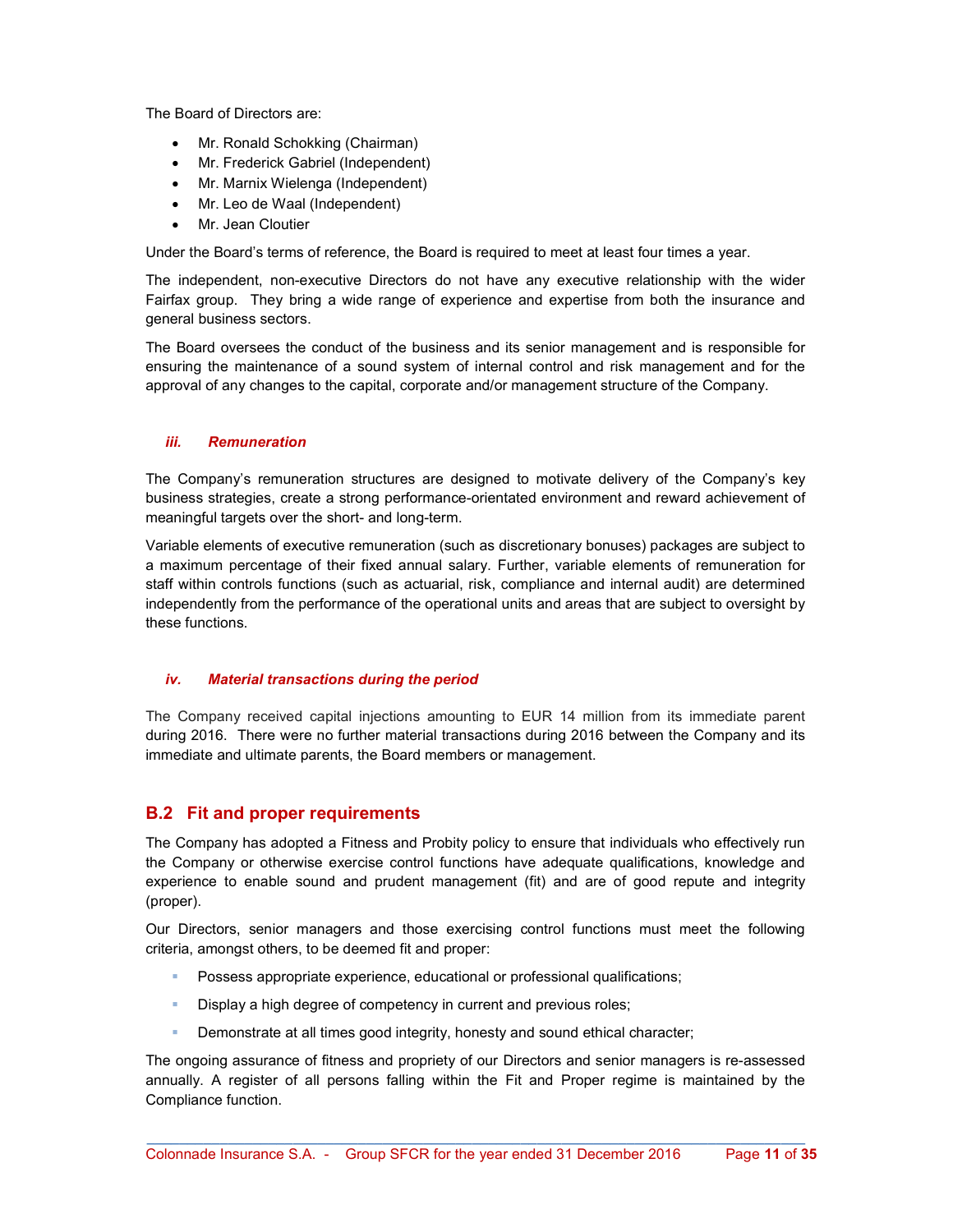The Board of Directors are:

- Mr. Ronald Schokking (Chairman)
- Mr. Frederick Gabriel (Independent)
- Mr. Marnix Wielenga (Independent)
- Mr. Leo de Waal (Independent)
- Mr. Jean Cloutier

Under the Board's terms of reference, the Board is required to meet at least four times a year.

The independent, non-executive Directors do not have any executive relationship with the wider Fairfax group. They bring a wide range of experience and expertise from both the insurance and general business sectors.

The Board oversees the conduct of the business and its senior management and is responsible for ensuring the maintenance of a sound system of internal control and risk management and for the approval of any changes to the capital, corporate and/or management structure of the Company.

#### *iii. Remuneration*

The Company's remuneration structures are designed to motivate delivery of the Company's key business strategies, create a strong performance-orientated environment and reward achievement of meaningful targets over the short- and long-term.

Variable elements of executive remuneration (such as discretionary bonuses) packages are subject to a maximum percentage of their fixed annual salary. Further, variable elements of remuneration for staff within controls functions (such as actuarial, risk, compliance and internal audit) are determined independently from the performance of the operational units and areas that are subject to oversight by these functions.

#### *iv. Material transactions during the period*

The Company received capital injections amounting to EUR 14 million from its immediate parent during 2016. There were no further material transactions during 2016 between the Company and its immediate and ultimate parents, the Board members or management.

## B.2 Fit and proper requirements

The Company has adopted a Fitness and Probity policy to ensure that individuals who effectively run the Company or otherwise exercise control functions have adequate qualifications, knowledge and experience to enable sound and prudent management (fit) and are of good repute and integrity (proper).

Our Directors, senior managers and those exercising control functions must meet the following criteria, amongst others, to be deemed fit and proper:

- Possess appropriate experience, educational or professional qualifications;
- Display a high degree of competency in current and previous roles;
- Demonstrate at all times good integrity, honesty and sound ethical character;

The ongoing assurance of fitness and propriety of our Directors and senior managers is re-assessed annually. A register of all persons falling within the Fit and Proper regime is maintained by the Compliance function.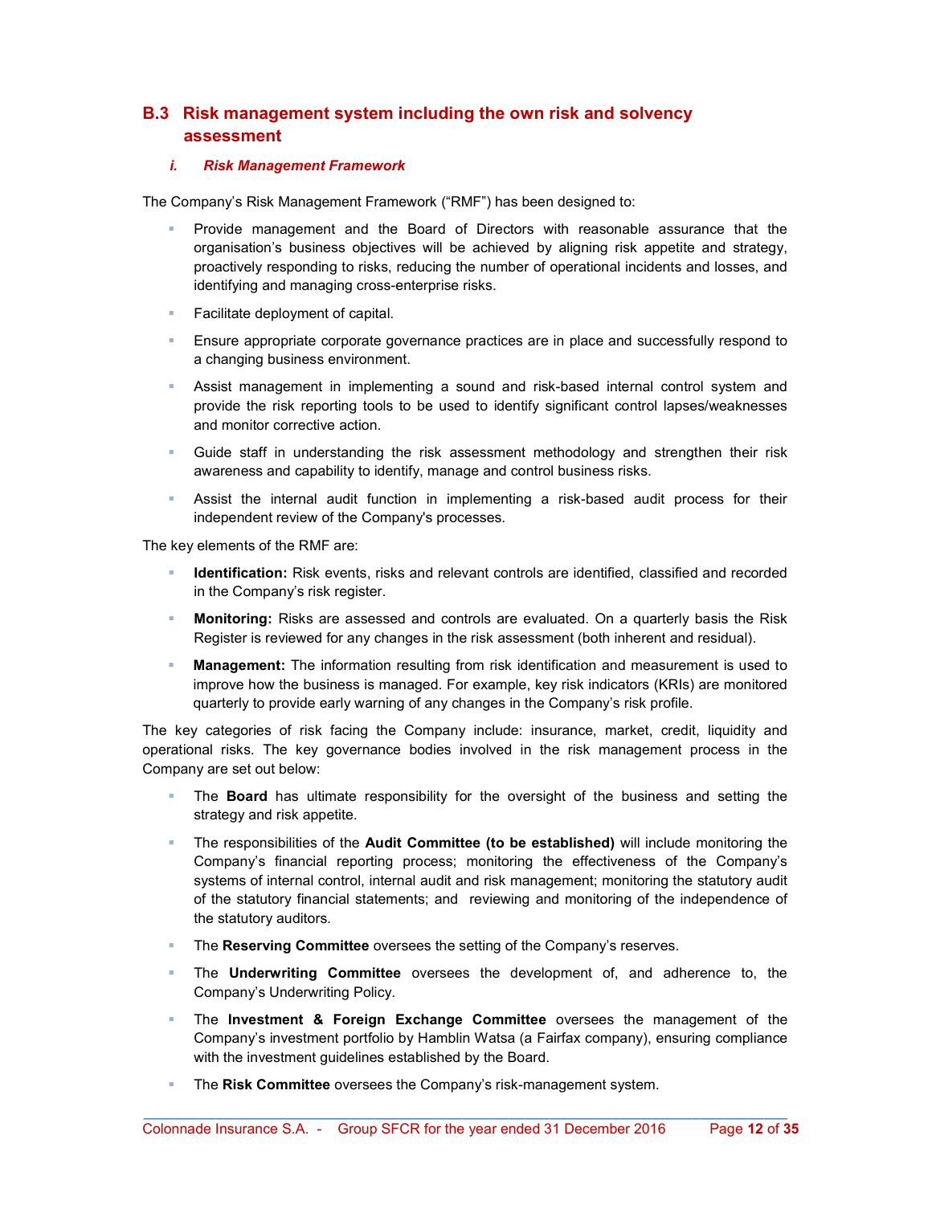## B.3 Risk management system including the own risk and solvency assessment

### *i. Risk Management Framework*

The Company's Risk Management Framework ("RMF") has been designed to:

- Provide management and the Board of Directors with reasonable assurance that the organisation's business objectives will be achieved by aligning risk appetite and strategy, proactively responding to risks, reducing the number of operational incidents and losses, and identifying and managing cross-enterprise risks.
- Facilitate deployment of capital.
- Ensure appropriate corporate governance practices are in place and successfully respond to a changing business environment.
- Assist management in implementing a sound and risk-based internal control system and provide the risk reporting tools to be used to identify significant control lapses/weaknesses and monitor corrective action.
- Guide staff in understanding the risk assessment methodology and strengthen their risk awareness and capability to identify, manage and control business risks.
- Assist the internal audit function in implementing a risk-based audit process for their independent review of the Company's processes.

The key elements of the RMF are:

- **Identification:** Risk events, risks and relevant controls are identified, classified and recorded in the Company's risk register.
- **Monitoring:** Risks are assessed and controls are evaluated. On a quarterly basis the Risk Register is reviewed for any changes in the risk assessment (both inherent and residual).
- **Management:** The information resulting from risk identification and measurement is used to improve how the business is managed. For example, key risk indicators (KRIs) are monitored quarterly to provide early warning of any changes in the Company's risk profile.

The key categories of risk facing the Company include: insurance, market, credit, liquidity and operational risks. The key governance bodies involved in the risk management process in the Company are set out below:

- The **Board** has ultimate responsibility for the oversight of the business and setting the strategy and risk appetite.
- The responsibilities of the **Audit Committee (to be established)** will include monitoring the Company's financial reporting process; monitoring the effectiveness of the Company's systems of internal control, internal audit and risk management; monitoring the statutory audit of the statutory financial statements; and reviewing and monitoring of the independence of the statutory auditors.
- The **Reserving Committee** oversees the setting of the Company's reserves.
- The **Underwriting Committee** oversees the development of, and adherence to, the Company's Underwriting Policy.
- The **Investment & Foreign Exchange Committee** oversees the management of the Company's investment portfolio by Hamblin Watsa (a Fairfax company), ensuring compliance with the investment guidelines established by the Board.
- The **Risk Committee** oversees the Company's risk-management system.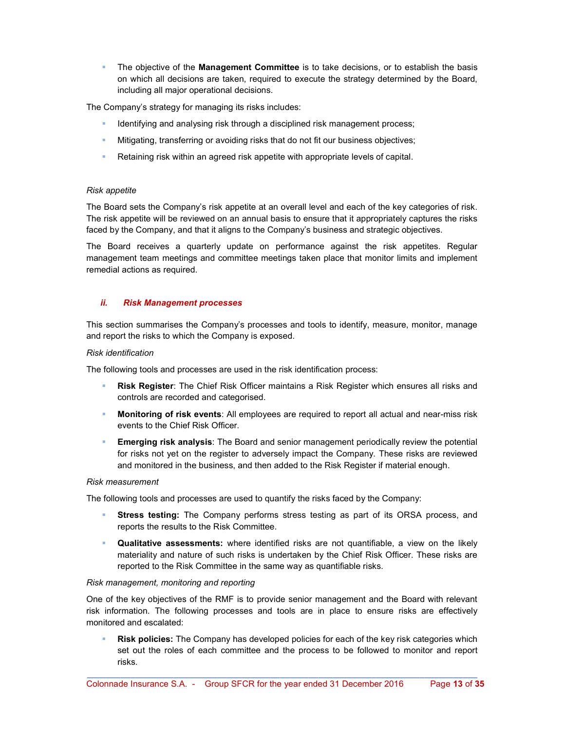- The objective of the **Management Committee** is to take decisions, or to establish the basis on which all decisions are taken, required to execute the strategy determined by the Board, including all major operational decisions.

The Company's strategy for managing its risks includes:

- Identifying and analysing risk through a disciplined risk management process;
- Mitigating, transferring or avoiding risks that do not fit our business objectives;
- Retaining risk within an agreed risk appetite with appropriate levels of capital.

*Risk appetite*

The Board sets the Company's risk appetite at an overall level and each of the key categories of risk. The risk appetite will be reviewed on an annual basis to ensure that it appropriately captures the risks faced by the Company, and that it aligns to the Company's business and strategic objectives.

The Board receives a quarterly update on performance against the risk appetites. Regular management team meetings and committee meetings taken place that monitor limits and implement remedial actions as required.

### *ii. Risk Management processes*

This section summarises the Company's processes and tools to identify, measure, monitor, manage and report the risks to which the Company is exposed.

*Risk identification*

The following tools and processes are used in the risk identification process:

- **Risk Register**: The Chief Risk Officer maintains a Risk Register which ensures all risks and controls are recorded and categorised.
- **Monitoring of risk events**: All employees are required to report all actual and near-miss risk events to the Chief Risk Officer.
- **Emerging risk analysis**: The Board and senior management periodically review the potential for risks not yet on the register to adversely impact the Company. These risks are reviewed and monitored in the business, and then added to the Risk Register if material enough.

*Risk measurement*

The following tools and processes are used to quantify the risks faced by the Company:

- **Stress testing:** The Company performs stress testing as part of its ORSA process, and reports the results to the Risk Committee.
- **Qualitative assessments:** where identified risks are not quantifiable, a view on the likely materiality and nature of such risks is undertaken by the Chief Risk Officer. These risks are reported to the Risk Committee in the same way as quantifiable risks.

*Risk management, monitoring and reporting*

One of the key objectives of the RMF is to provide senior management and the Board with relevant risk information. The following processes and tools are in place to ensure risks are effectively monitored and escalated:

- **Risk policies:** The Company has developed policies for each of the key risk categories which set out the roles of each committee and the process to be followed to monitor and report risks.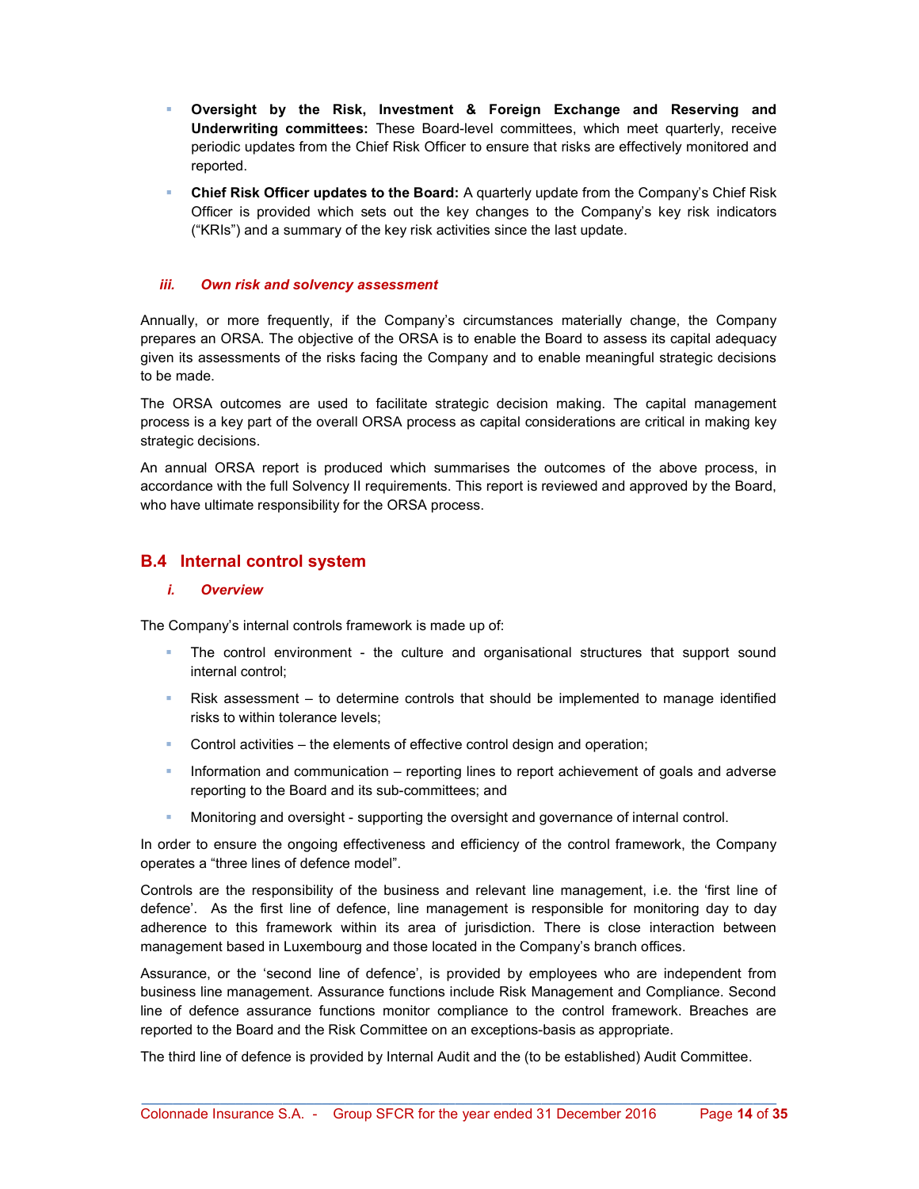- **Oversight by the Risk, Investment & Foreign Exchange and Reserving and Underwriting committees:** These Board-level committees, which meet quarterly, receive periodic updates from the Chief Risk Officer to ensure that risks are effectively monitored and reported.
- **Chief Risk Officer updates to the Board:** A quarterly update from the Company's Chief Risk Officer is provided which sets out the key changes to the Company's key risk indicators ("KRIs") and a summary of the key risk activities since the last update.

#### *iii. Own risk and solvency assessment*

Annually, or more frequently, if the Company's circumstances materially change, the Company prepares an ORSA. The objective of the ORSA is to enable the Board to assess its capital adequacy given its assessments of the risks facing the Company and to enable meaningful strategic decisions to be made.

The ORSA outcomes are used to facilitate strategic decision making. The capital management process is a key part of the overall ORSA process as capital considerations are critical in making key strategic decisions.

An annual ORSA report is produced which summarises the outcomes of the above process, in accordance with the full Solvency II requirements. This report is reviewed and approved by the Board, who have ultimate responsibility for the ORSA process.

## B.4 Internal control system

#### *i. Overview*

The Company's internal controls framework is made up of:

- The control environment - the culture and organisational structures that support sound internal control;
- Risk assessment – to determine controls that should be implemented to manage identified risks to within tolerance levels;
- Control activities – the elements of effective control design and operation;
- Information and communication – reporting lines to report achievement of goals and adverse reporting to the Board and its sub-committees; and
- Monitoring and oversight - supporting the oversight and governance of internal control.

In order to ensure the ongoing effectiveness and efficiency of the control framework, the Company operates a "three lines of defence model".

Controls are the responsibility of the business and relevant line management, i.e. the 'first line of defence'. As the first line of defence, line management is responsible for monitoring day to day adherence to this framework within its area of jurisdiction. There is close interaction between management based in Luxembourg and those located in the Company's branch offices.

Assurance, or the 'second line of defence', is provided by employees who are independent from business line management. Assurance functions include Risk Management and Compliance. Second line of defence assurance functions monitor compliance to the control framework. Breaches are reported to the Board and the Risk Committee on an exceptions-basis as appropriate.

The third line of defence is provided by Internal Audit and the (to be established) Audit Committee.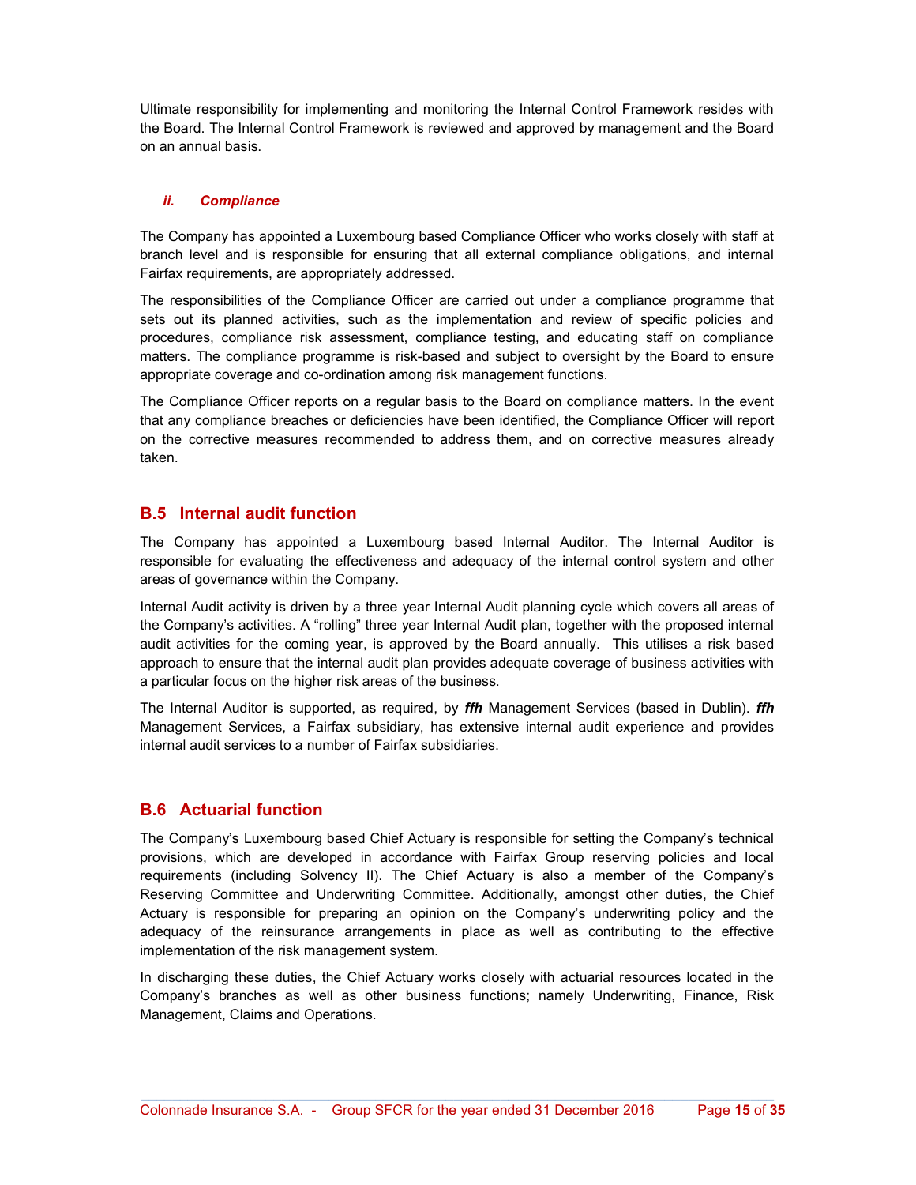Ultimate responsibility for implementing and monitoring the Internal Control Framework resides with the Board. The Internal Control Framework is reviewed and approved by management and the Board on an annual basis.

#### *ii. Compliance*

The Company has appointed a Luxembourg based Compliance Officer who works closely with staff at branch level and is responsible for ensuring that all external compliance obligations, and internal Fairfax requirements, are appropriately addressed.

The responsibilities of the Compliance Officer are carried out under a compliance programme that sets out its planned activities, such as the implementation and review of specific policies and procedures, compliance risk assessment, compliance testing, and educating staff on compliance matters. The compliance programme is risk-based and subject to oversight by the Board to ensure appropriate coverage and co-ordination among risk management functions.

The Compliance Officer reports on a regular basis to the Board on compliance matters. In the event that any compliance breaches or deficiencies have been identified, the Compliance Officer will report on the corrective measures recommended to address them, and on corrective measures already taken.

## B.5 Internal audit function

The Company has appointed a Luxembourg based Internal Auditor. The Internal Auditor is responsible for evaluating the effectiveness and adequacy of the internal control system and other areas of governance within the Company.

Internal Audit activity is driven by a three year Internal Audit planning cycle which covers all areas of the Company's activities. A "rolling" three year Internal Audit plan, together with the proposed internal audit activities for the coming year, is approved by the Board annually. This utilises a risk based approach to ensure that the internal audit plan provides adequate coverage of business activities with a particular focus on the higher risk areas of the business.

The Internal Auditor is supported, as required, by ***ffh*** Management Services (based in Dublin). ***ffh*** Management Services, a Fairfax subsidiary, has extensive internal audit experience and provides internal audit services to a number of Fairfax subsidiaries.

## B.6 Actuarial function

The Company's Luxembourg based Chief Actuary is responsible for setting the Company's technical provisions, which are developed in accordance with Fairfax Group reserving policies and local requirements (including Solvency II). The Chief Actuary is also a member of the Company's Reserving Committee and Underwriting Committee. Additionally, amongst other duties, the Chief Actuary is responsible for preparing an opinion on the Company's underwriting policy and the adequacy of the reinsurance arrangements in place as well as contributing to the effective implementation of the risk management system.

In discharging these duties, the Chief Actuary works closely with actuarial resources located in the Company's branches as well as other business functions; namely Underwriting, Finance, Risk Management, Claims and Operations.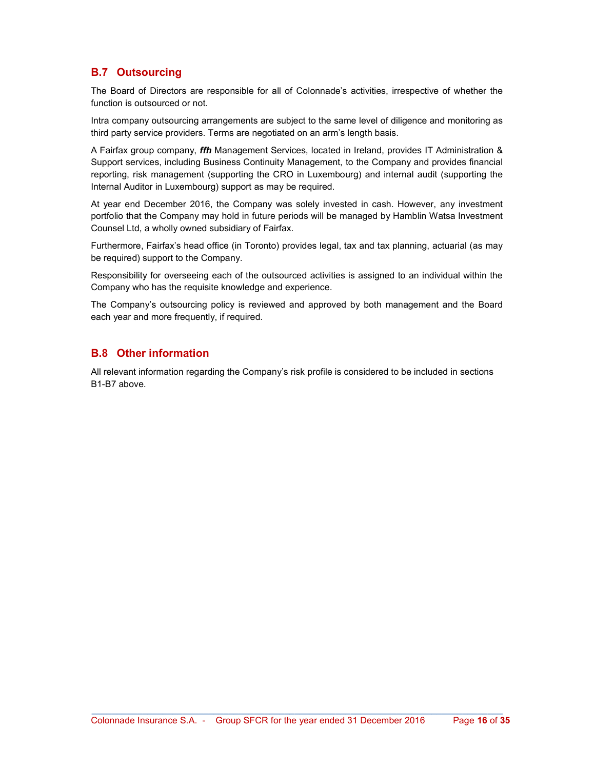## B.7 Outsourcing

The Board of Directors are responsible for all of Colonnade's activities, irrespective of whether the function is outsourced or not.

Intra company outsourcing arrangements are subject to the same level of diligence and monitoring as third party service providers. Terms are negotiated on an arm's length basis.

A Fairfax group company, ***ffh*** Management Services, located in Ireland, provides IT Administration & Support services, including Business Continuity Management, to the Company and provides financial reporting, risk management (supporting the CRO in Luxembourg) and internal audit (supporting the Internal Auditor in Luxembourg) support as may be required.

At year end December 2016, the Company was solely invested in cash. However, any investment portfolio that the Company may hold in future periods will be managed by Hamblin Watsa Investment Counsel Ltd, a wholly owned subsidiary of Fairfax.

Furthermore, Fairfax's head office (in Toronto) provides legal, tax and tax planning, actuarial (as may be required) support to the Company.

Responsibility for overseeing each of the outsourced activities is assigned to an individual within the Company who has the requisite knowledge and experience.

The Company's outsourcing policy is reviewed and approved by both management and the Board each year and more frequently, if required.

## B.8 Other information

All relevant information regarding the Company's risk profile is considered to be included in sections B1-B7 above.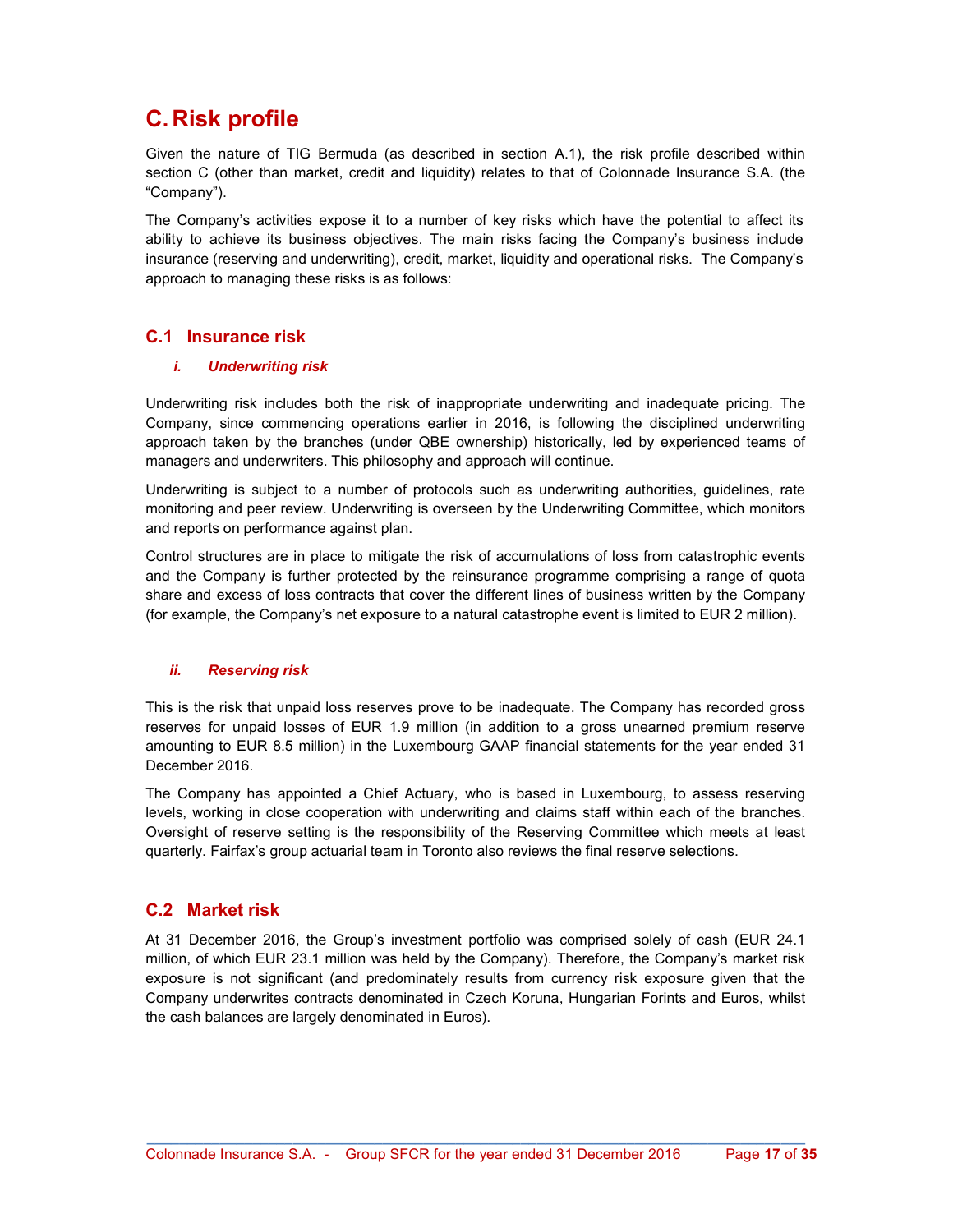# C. Risk profile

Given the nature of TIG Bermuda (as described in section A.1), the risk profile described within section C (other than market, credit and liquidity) relates to that of Colonnade Insurance S.A. (the "Company").

The Company's activities expose it to a number of key risks which have the potential to affect its ability to achieve its business objectives. The main risks facing the Company's business include insurance (reserving and underwriting), credit, market, liquidity and operational risks. The Company's approach to managing these risks is as follows:

## C.1 Insurance risk

### *i. Underwriting risk*

Underwriting risk includes both the risk of inappropriate underwriting and inadequate pricing. The Company, since commencing operations earlier in 2016, is following the disciplined underwriting approach taken by the branches (under QBE ownership) historically, led by experienced teams of managers and underwriters. This philosophy and approach will continue.

Underwriting is subject to a number of protocols such as underwriting authorities, guidelines, rate monitoring and peer review. Underwriting is overseen by the Underwriting Committee, which monitors and reports on performance against plan.

Control structures are in place to mitigate the risk of accumulations of loss from catastrophic events and the Company is further protected by the reinsurance programme comprising a range of quota share and excess of loss contracts that cover the different lines of business written by the Company (for example, the Company's net exposure to a natural catastrophe event is limited to EUR 2 million).

### *ii. Reserving risk*

This is the risk that unpaid loss reserves prove to be inadequate. The Company has recorded gross reserves for unpaid losses of EUR 1.9 million (in addition to a gross unearned premium reserve amounting to EUR 8.5 million) in the Luxembourg GAAP financial statements for the year ended 31 December 2016.

The Company has appointed a Chief Actuary, who is based in Luxembourg, to assess reserving levels, working in close cooperation with underwriting and claims staff within each of the branches. Oversight of reserve setting is the responsibility of the Reserving Committee which meets at least quarterly. Fairfax's group actuarial team in Toronto also reviews the final reserve selections.

## C.2 Market risk

At 31 December 2016, the Group's investment portfolio was comprised solely of cash (EUR 24.1 million, of which EUR 23.1 million was held by the Company). Therefore, the Company's market risk exposure is not significant (and predominately results from currency risk exposure given that the Company underwrites contracts denominated in Czech Koruna, Hungarian Forints and Euros, whilst the cash balances are largely denominated in Euros).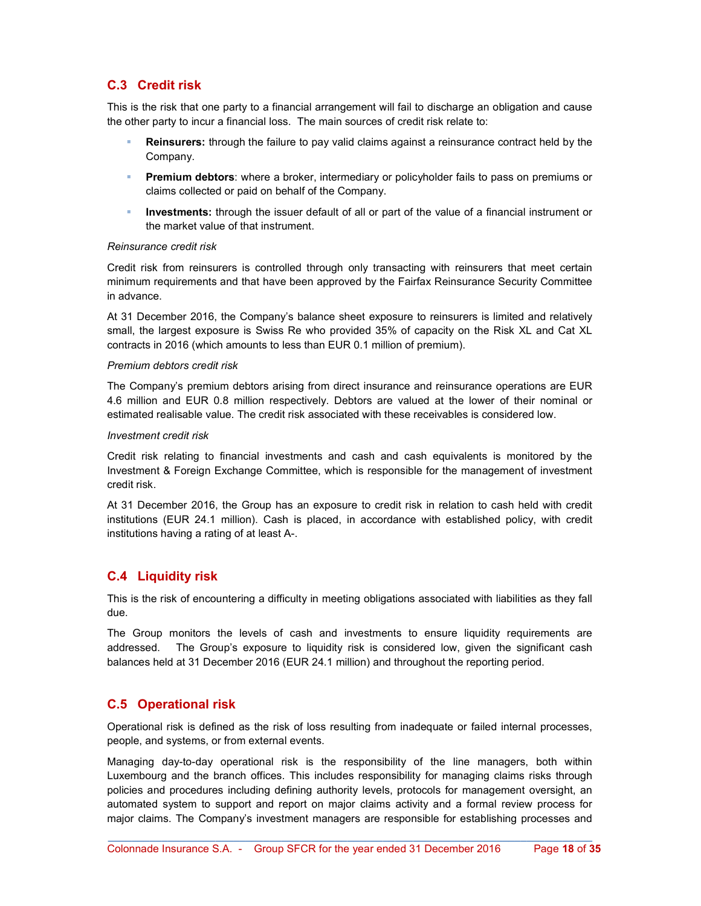## C.3 Credit risk

This is the risk that one party to a financial arrangement will fail to discharge an obligation and cause the other party to incur a financial loss. The main sources of credit risk relate to:

- **Reinsurers:** through the failure to pay valid claims against a reinsurance contract held by the Company.
- **Premium debtors**: where a broker, intermediary or policyholder fails to pass on premiums or claims collected or paid on behalf of the Company.
- **Investments:** through the issuer default of all or part of the value of a financial instrument or the market value of that instrument.

*Reinsurance credit risk*

Credit risk from reinsurers is controlled through only transacting with reinsurers that meet certain minimum requirements and that have been approved by the Fairfax Reinsurance Security Committee in advance.

At 31 December 2016, the Company's balance sheet exposure to reinsurers is limited and relatively small, the largest exposure is Swiss Re who provided 35% of capacity on the Risk XL and Cat XL contracts in 2016 (which amounts to less than EUR 0.1 million of premium).

*Premium debtors credit risk*

The Company's premium debtors arising from direct insurance and reinsurance operations are EUR 4.6 million and EUR 0.8 million respectively. Debtors are valued at the lower of their nominal or estimated realisable value. The credit risk associated with these receivables is considered low.

*Investment credit risk*

Credit risk relating to financial investments and cash and cash equivalents is monitored by the Investment & Foreign Exchange Committee, which is responsible for the management of investment credit risk.

At 31 December 2016, the Group has an exposure to credit risk in relation to cash held with credit institutions (EUR 24.1 million). Cash is placed, in accordance with established policy, with credit institutions having a rating of at least A-.

## C.4 Liquidity risk

This is the risk of encountering a difficulty in meeting obligations associated with liabilities as they fall due.

The Group monitors the levels of cash and investments to ensure liquidity requirements are addressed. The Group's exposure to liquidity risk is considered low, given the significant cash balances held at 31 December 2016 (EUR 24.1 million) and throughout the reporting period.

## C.5 Operational risk

Operational risk is defined as the risk of loss resulting from inadequate or failed internal processes, people, and systems, or from external events.

Managing day-to-day operational risk is the responsibility of the line managers, both within Luxembourg and the branch offices. This includes responsibility for managing claims risks through policies and procedures including defining authority levels, protocols for management oversight, an automated system to support and report on major claims activity and a formal review process for major claims. The Company's investment managers are responsible for establishing processes and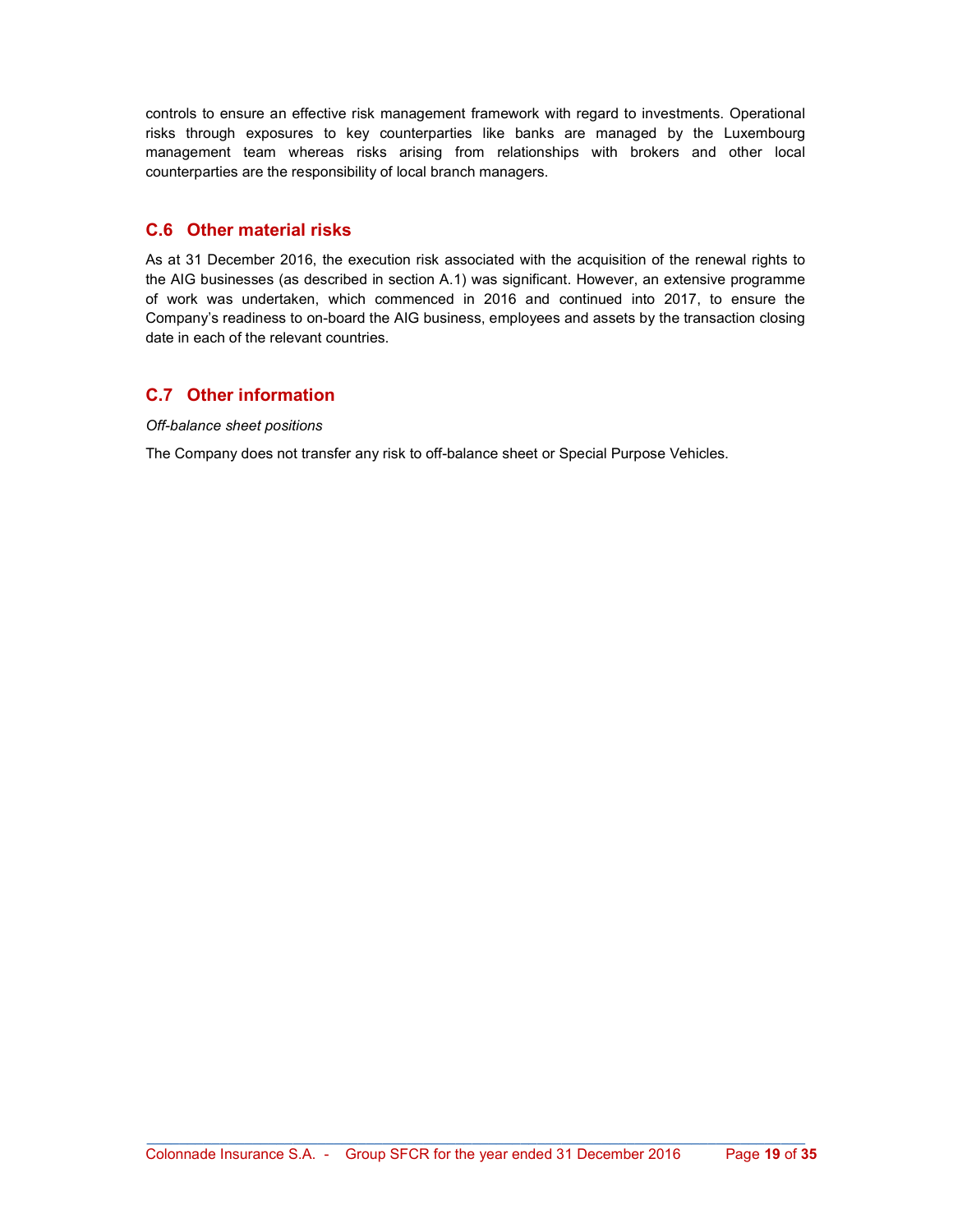controls to ensure an effective risk management framework with regard to investments. Operational risks through exposures to key counterparties like banks are managed by the Luxembourg management team whereas risks arising from relationships with brokers and other local counterparties are the responsibility of local branch managers.

## C.6 Other material risks

As at 31 December 2016, the execution risk associated with the acquisition of the renewal rights to the AIG businesses (as described in section A.1) was significant. However, an extensive programme of work was undertaken, which commenced in 2016 and continued into 2017, to ensure the Company's readiness to on-board the AIG business, employees and assets by the transaction closing date in each of the relevant countries.

## C.7 Other information

*Off-balance sheet positions*

The Company does not transfer any risk to off-balance sheet or Special Purpose Vehicles.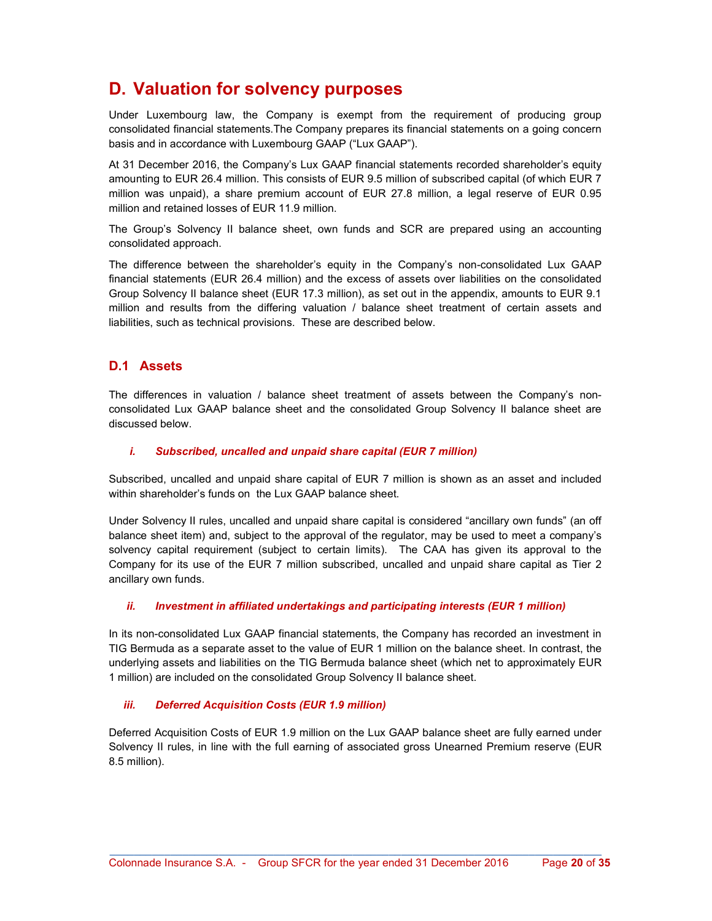# D. Valuation for solvency purposes

Under Luxembourg law, the Company is exempt from the requirement of producing group consolidated financial statements.The Company prepares its financial statements on a going concern basis and in accordance with Luxembourg GAAP ("Lux GAAP").

At 31 December 2016, the Company's Lux GAAP financial statements recorded shareholder's equity amounting to EUR 26.4 million. This consists of EUR 9.5 million of subscribed capital (of which EUR 7 million was unpaid), a share premium account of EUR 27.8 million, a legal reserve of EUR 0.95 million and retained losses of EUR 11.9 million.

The Group's Solvency II balance sheet, own funds and SCR are prepared using an accounting consolidated approach.

The difference between the shareholder's equity in the Company's non-consolidated Lux GAAP financial statements (EUR 26.4 million) and the excess of assets over liabilities on the consolidated Group Solvency II balance sheet (EUR 17.3 million), as set out in the appendix, amounts to EUR 9.1 million and results from the differing valuation / balance sheet treatment of certain assets and liabilities, such as technical provisions. These are described below.

## D.1 Assets

The differences in valuation / balance sheet treatment of assets between the Company's non-consolidated Lux GAAP balance sheet and the consolidated Group Solvency II balance sheet are discussed below.

### *i. Subscribed, uncalled and unpaid share capital (EUR 7 million)*

Subscribed, uncalled and unpaid share capital of EUR 7 million is shown as an asset and included within shareholder's funds on the Lux GAAP balance sheet.

Under Solvency II rules, uncalled and unpaid share capital is considered "ancillary own funds" (an off balance sheet item) and, subject to the approval of the regulator, may be used to meet a company's solvency capital requirement (subject to certain limits). The CAA has given its approval to the Company for its use of the EUR 7 million subscribed, uncalled and unpaid share capital as Tier 2 ancillary own funds.

### *ii. Investment in affiliated undertakings and participating interests (EUR 1 million)*

In its non-consolidated Lux GAAP financial statements, the Company has recorded an investment in TIG Bermuda as a separate asset to the value of EUR 1 million on the balance sheet. In contrast, the underlying assets and liabilities on the TIG Bermuda balance sheet (which net to approximately EUR 1 million) are included on the consolidated Group Solvency II balance sheet.

### *iii. Deferred Acquisition Costs (EUR 1.9 million)*

Deferred Acquisition Costs of EUR 1.9 million on the Lux GAAP balance sheet are fully earned under Solvency II rules, in line with the full earning of associated gross Unearned Premium reserve (EUR 8.5 million).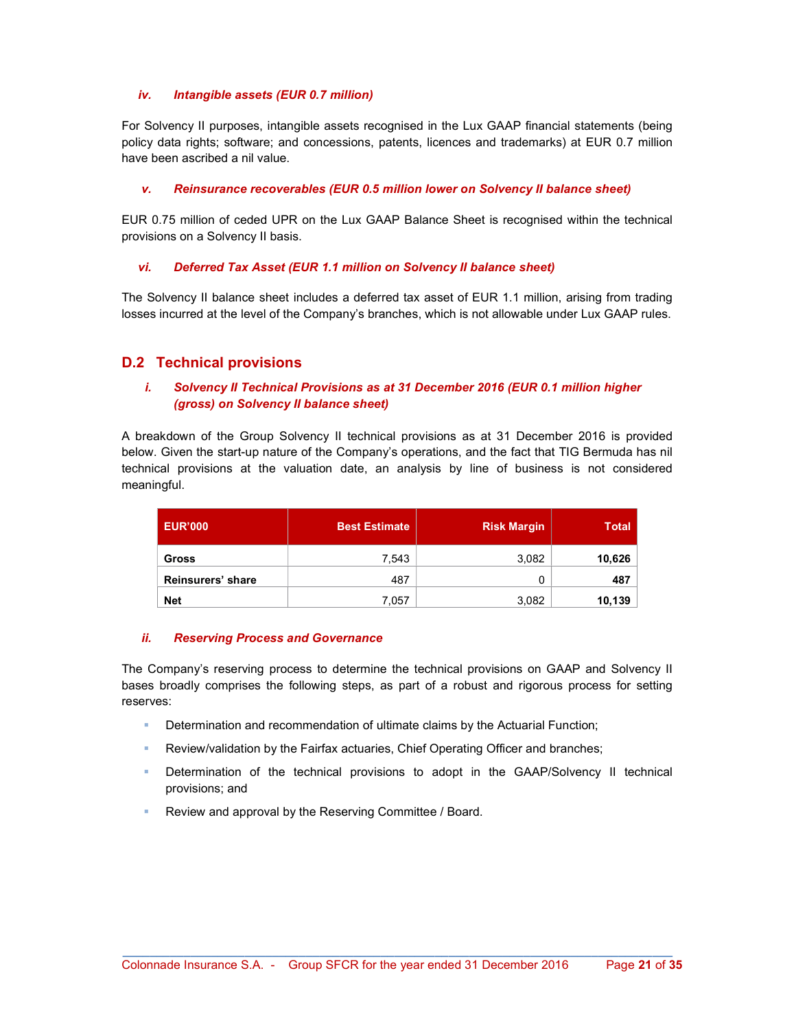#### *iv. Intangible assets (EUR 0.7 million)*

For Solvency II purposes, intangible assets recognised in the Lux GAAP financial statements (being policy data rights; software; and concessions, patents, licences and trademarks) at EUR 0.7 million have been ascribed a nil value.

#### *v. Reinsurance recoverables (EUR 0.5 million lower on Solvency II balance sheet)*

EUR 0.75 million of ceded UPR on the Lux GAAP Balance Sheet is recognised within the technical provisions on a Solvency II basis.

#### *vi. Deferred Tax Asset (EUR 1.1 million on Solvency II balance sheet)*

The Solvency II balance sheet includes a deferred tax asset of EUR 1.1 million, arising from trading losses incurred at the level of the Company's branches, which is not allowable under Lux GAAP rules.

## D.2 Technical provisions

#### *i. Solvency II Technical Provisions as at 31 December 2016 (EUR 0.1 million higher (gross) on Solvency II balance sheet)*

A breakdown of the Group Solvency II technical provisions as at 31 December 2016 is provided below. Given the start-up nature of the Company's operations, and the fact that TIG Bermuda has nil technical provisions at the valuation date, an analysis by line of business is not considered meaningful.

| EUR'000 | Best Estimate | Risk Margin | Total |
|---|---:|---:|---:|
| **Gross** | 7,543 | 3,082 | **10,626** |
| **Reinsurers' share** | 487 | 0 | **487** |
| **Net** | 7,057 | 3,082 | **10,139** |

#### *ii. Reserving Process and Governance*

The Company's reserving process to determine the technical provisions on GAAP and Solvency II bases broadly comprises the following steps, as part of a robust and rigorous process for setting reserves:

- Determination and recommendation of ultimate claims by the Actuarial Function;
- Review/validation by the Fairfax actuaries, Chief Operating Officer and branches;
- Determination of the technical provisions to adopt in the GAAP/Solvency II technical provisions; and
- Review and approval by the Reserving Committee / Board.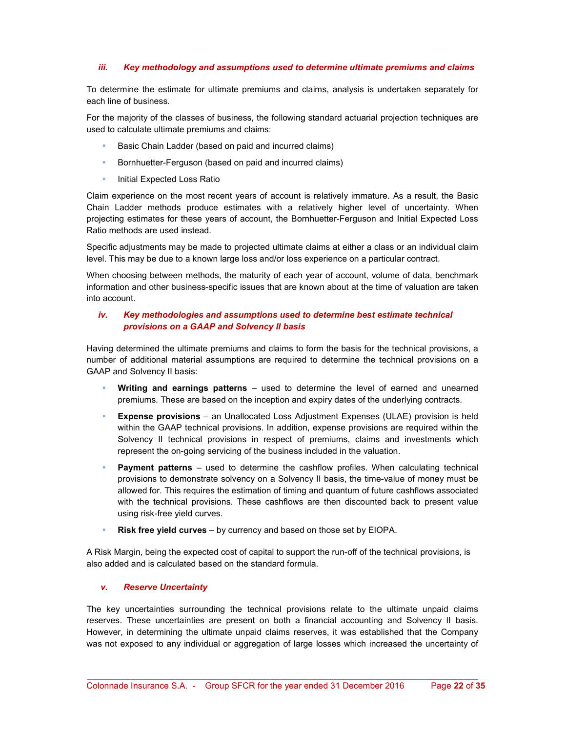### *iii. Key methodology and assumptions used to determine ultimate premiums and claims*

To determine the estimate for ultimate premiums and claims, analysis is undertaken separately for each line of business.

For the majority of the classes of business, the following standard actuarial projection techniques are used to calculate ultimate premiums and claims:

- Basic Chain Ladder (based on paid and incurred claims)
- Bornhuetter-Ferguson (based on paid and incurred claims)
- Initial Expected Loss Ratio

Claim experience on the most recent years of account is relatively immature. As a result, the Basic Chain Ladder methods produce estimates with a relatively higher level of uncertainty. When projecting estimates for these years of account, the Bornhuetter-Ferguson and Initial Expected Loss Ratio methods are used instead.

Specific adjustments may be made to projected ultimate claims at either a class or an individual claim level. This may be due to a known large loss and/or loss experience on a particular contract.

When choosing between methods, the maturity of each year of account, volume of data, benchmark information and other business-specific issues that are known about at the time of valuation are taken into account.

### *iv. Key methodologies and assumptions used to determine best estimate technical provisions on a GAAP and Solvency II basis*

Having determined the ultimate premiums and claims to form the basis for the technical provisions, a number of additional material assumptions are required to determine the technical provisions on a GAAP and Solvency II basis:

- **Writing and earnings patterns** – used to determine the level of earned and unearned premiums. These are based on the inception and expiry dates of the underlying contracts.
- **Expense provisions** – an Unallocated Loss Adjustment Expenses (ULAE) provision is held within the GAAP technical provisions. In addition, expense provisions are required within the Solvency II technical provisions in respect of premiums, claims and investments which represent the on-going servicing of the business included in the valuation.
- **Payment patterns** – used to determine the cashflow profiles. When calculating technical provisions to demonstrate solvency on a Solvency II basis, the time-value of money must be allowed for. This requires the estimation of timing and quantum of future cashflows associated with the technical provisions. These cashflows are then discounted back to present value using risk-free yield curves.
- **Risk free yield curves** – by currency and based on those set by EIOPA.

A Risk Margin, being the expected cost of capital to support the run-off of the technical provisions, is also added and is calculated based on the standard formula.

### *v. Reserve Uncertainty*

The key uncertainties surrounding the technical provisions relate to the ultimate unpaid claims reserves. These uncertainties are present on both a financial accounting and Solvency II basis. However, in determining the ultimate unpaid claims reserves, it was established that the Company was not exposed to any individual or aggregation of large losses which increased the uncertainty of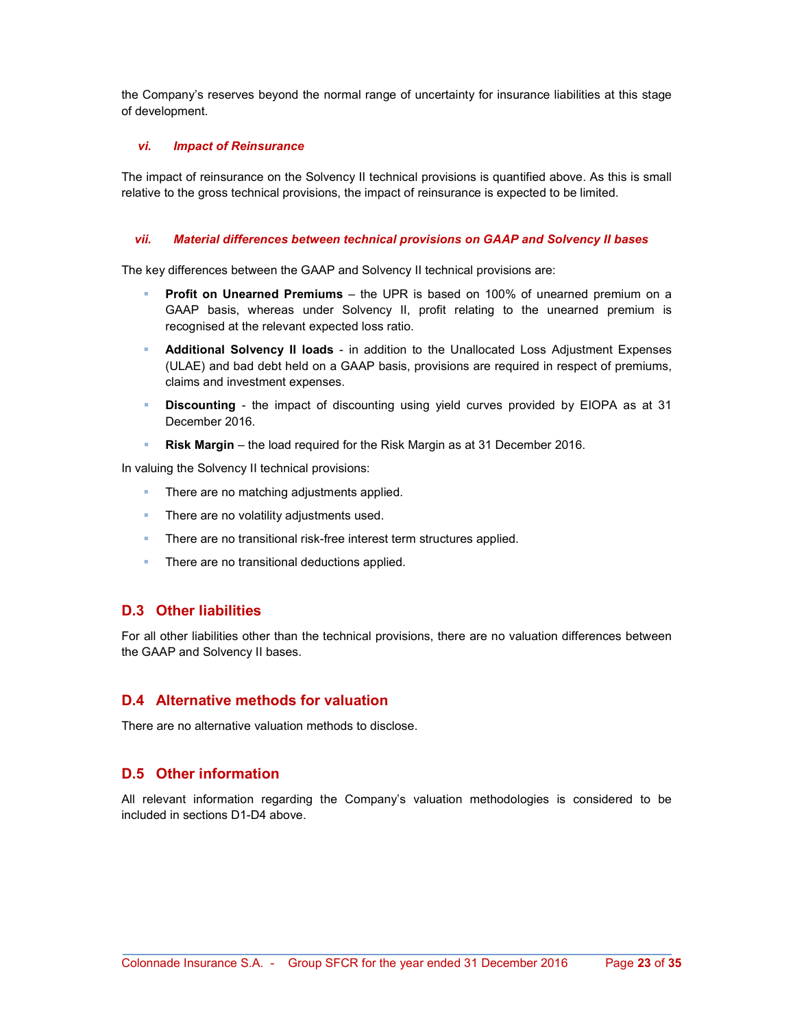the Company's reserves beyond the normal range of uncertainty for insurance liabilities at this stage of development.

#### *vi. Impact of Reinsurance*

The impact of reinsurance on the Solvency II technical provisions is quantified above. As this is small relative to the gross technical provisions, the impact of reinsurance is expected to be limited.

#### *vii. Material differences between technical provisions on GAAP and Solvency II bases*

The key differences between the GAAP and Solvency II technical provisions are:

- **Profit on Unearned Premiums** – the UPR is based on 100% of unearned premium on a GAAP basis, whereas under Solvency II, profit relating to the unearned premium is recognised at the relevant expected loss ratio.
- **Additional Solvency II loads** - in addition to the Unallocated Loss Adjustment Expenses (ULAE) and bad debt held on a GAAP basis, provisions are required in respect of premiums, claims and investment expenses.
- **Discounting** - the impact of discounting using yield curves provided by EIOPA as at 31 December 2016.
- **Risk Margin** – the load required for the Risk Margin as at 31 December 2016.

In valuing the Solvency II technical provisions:

- There are no matching adjustments applied.
- There are no volatility adjustments used.
- There are no transitional risk-free interest term structures applied.
- There are no transitional deductions applied.

## D.3 Other liabilities

For all other liabilities other than the technical provisions, there are no valuation differences between the GAAP and Solvency II bases.

## D.4 Alternative methods for valuation

There are no alternative valuation methods to disclose.

## D.5 Other information

All relevant information regarding the Company's valuation methodologies is considered to be included in sections D1-D4 above.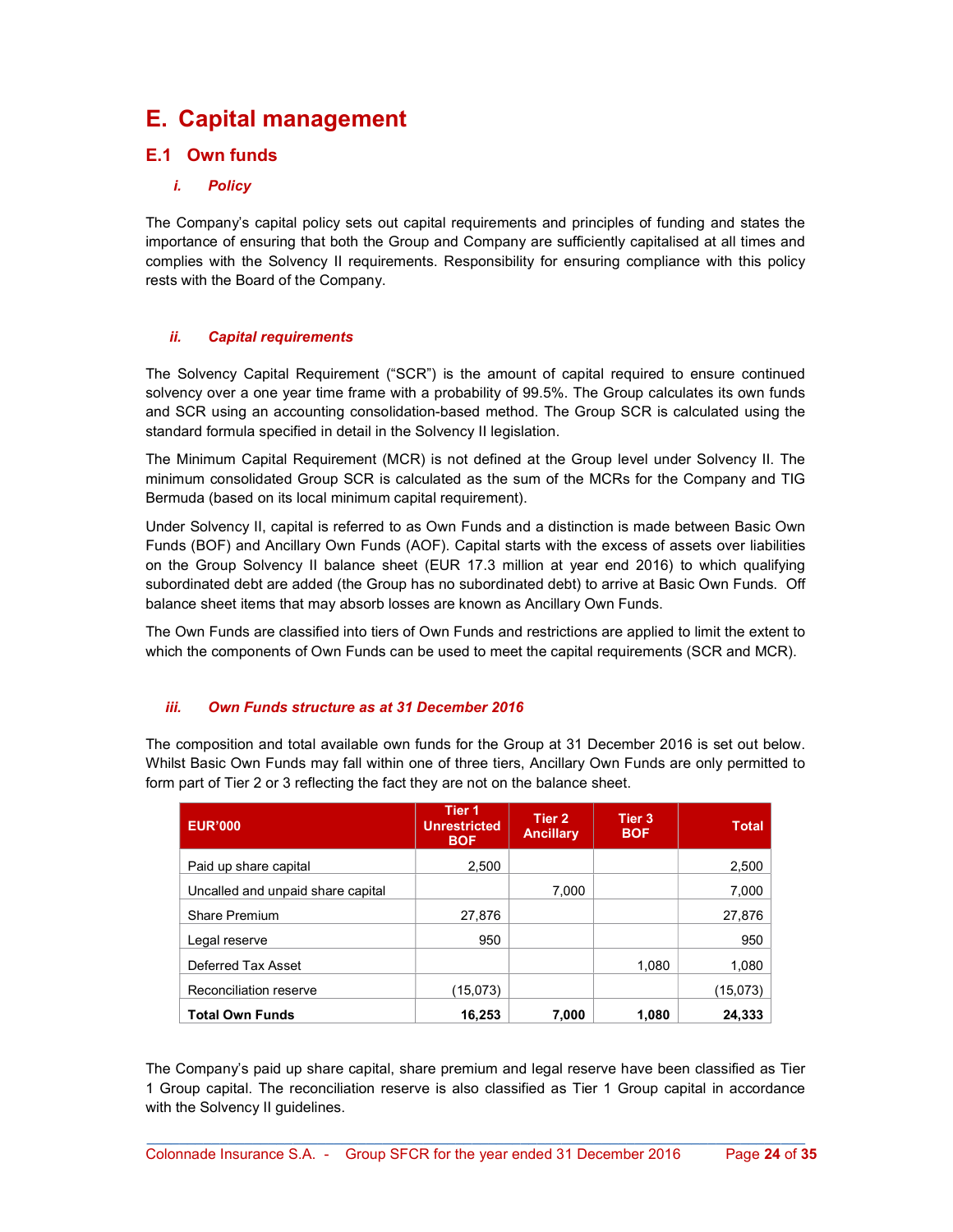# E. Capital management

## E.1 Own funds

### *i. Policy*

The Company's capital policy sets out capital requirements and principles of funding and states the importance of ensuring that both the Group and Company are sufficiently capitalised at all times and complies with the Solvency II requirements. Responsibility for ensuring compliance with this policy rests with the Board of the Company.

### *ii. Capital requirements*

The Solvency Capital Requirement ("SCR") is the amount of capital required to ensure continued solvency over a one year time frame with a probability of 99.5%. The Group calculates its own funds and SCR using an accounting consolidation-based method. The Group SCR is calculated using the standard formula specified in detail in the Solvency II legislation.

The Minimum Capital Requirement (MCR) is not defined at the Group level under Solvency II. The minimum consolidated Group SCR is calculated as the sum of the MCRs for the Company and TIG Bermuda (based on its local minimum capital requirement).

Under Solvency II, capital is referred to as Own Funds and a distinction is made between Basic Own Funds (BOF) and Ancillary Own Funds (AOF). Capital starts with the excess of assets over liabilities on the Group Solvency II balance sheet (EUR 17.3 million at year end 2016) to which qualifying subordinated debt are added (the Group has no subordinated debt) to arrive at Basic Own Funds. Off balance sheet items that may absorb losses are known as Ancillary Own Funds.

The Own Funds are classified into tiers of Own Funds and restrictions are applied to limit the extent to which the components of Own Funds can be used to meet the capital requirements (SCR and MCR).

### *iii. Own Funds structure as at 31 December 2016*

The composition and total available own funds for the Group at 31 December 2016 is set out below. Whilst Basic Own Funds may fall within one of three tiers, Ancillary Own Funds are only permitted to form part of Tier 2 or 3 reflecting the fact they are not on the balance sheet.

| EUR'000 | Tier 1 Unrestricted BOF | Tier 2 Ancillary | Tier 3 BOF | Total |
|---|---|---|---|---|
| Paid up share capital | 2,500 | | | 2,500 |
| Uncalled and unpaid share capital | | 7,000 | | 7,000 |
| Share Premium | 27,876 | | | 27,876 |
| Legal reserve | 950 | | | 950 |
| Deferred Tax Asset | | | 1,080 | 1,080 |
| Reconciliation reserve | (15,073) | | | (15,073) |
| **Total Own Funds** | **16,253** | **7,000** | **1,080** | **24,333** |

The Company's paid up share capital, share premium and legal reserve have been classified as Tier 1 Group capital. The reconciliation reserve is also classified as Tier 1 Group capital in accordance with the Solvency II guidelines.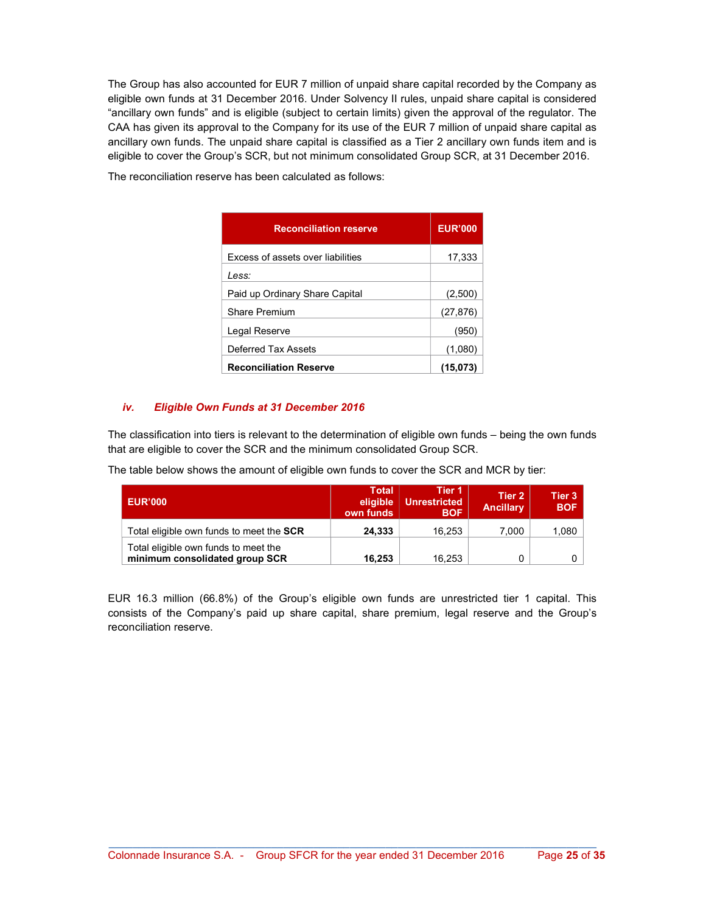The Group has also accounted for EUR 7 million of unpaid share capital recorded by the Company as eligible own funds at 31 December 2016. Under Solvency II rules, unpaid share capital is considered "ancillary own funds" and is eligible (subject to certain limits) given the approval of the regulator. The CAA has given its approval to the Company for its use of the EUR 7 million of unpaid share capital as ancillary own funds. The unpaid share capital is classified as a Tier 2 ancillary own funds item and is eligible to cover the Group's SCR, but not minimum consolidated Group SCR, at 31 December 2016.

The reconciliation reserve has been calculated as follows:

| Reconciliation reserve | EUR'000 |
|---|---|
| Excess of assets over liabilities | 17,333 |
| *Less:* | |
| Paid up Ordinary Share Capital | (2,500) |
| Share Premium | (27,876) |
| Legal Reserve | (950) |
| Deferred Tax Assets | (1,080) |
| **Reconciliation Reserve** | **(15,073)** |

### *iv. Eligible Own Funds at 31 December 2016*

The classification into tiers is relevant to the determination of eligible own funds – being the own funds that are eligible to cover the SCR and the minimum consolidated Group SCR.

The table below shows the amount of eligible own funds to cover the SCR and MCR by tier:

| EUR'000 | Total eligible own funds | Tier 1 Unrestricted BOF | Tier 2 Ancillary | Tier 3 BOF |
|---|---|---|---|---|
| Total eligible own funds to meet the **SCR** | **24,333** | 16,253 | 7,000 | 1,080 |
| Total eligible own funds to meet the **minimum consolidated group SCR** | **16,253** | 16,253 | 0 | 0 |

EUR 16.3 million (66.8%) of the Group's eligible own funds are unrestricted tier 1 capital. This consists of the Company's paid up share capital, share premium, legal reserve and the Group's reconciliation reserve.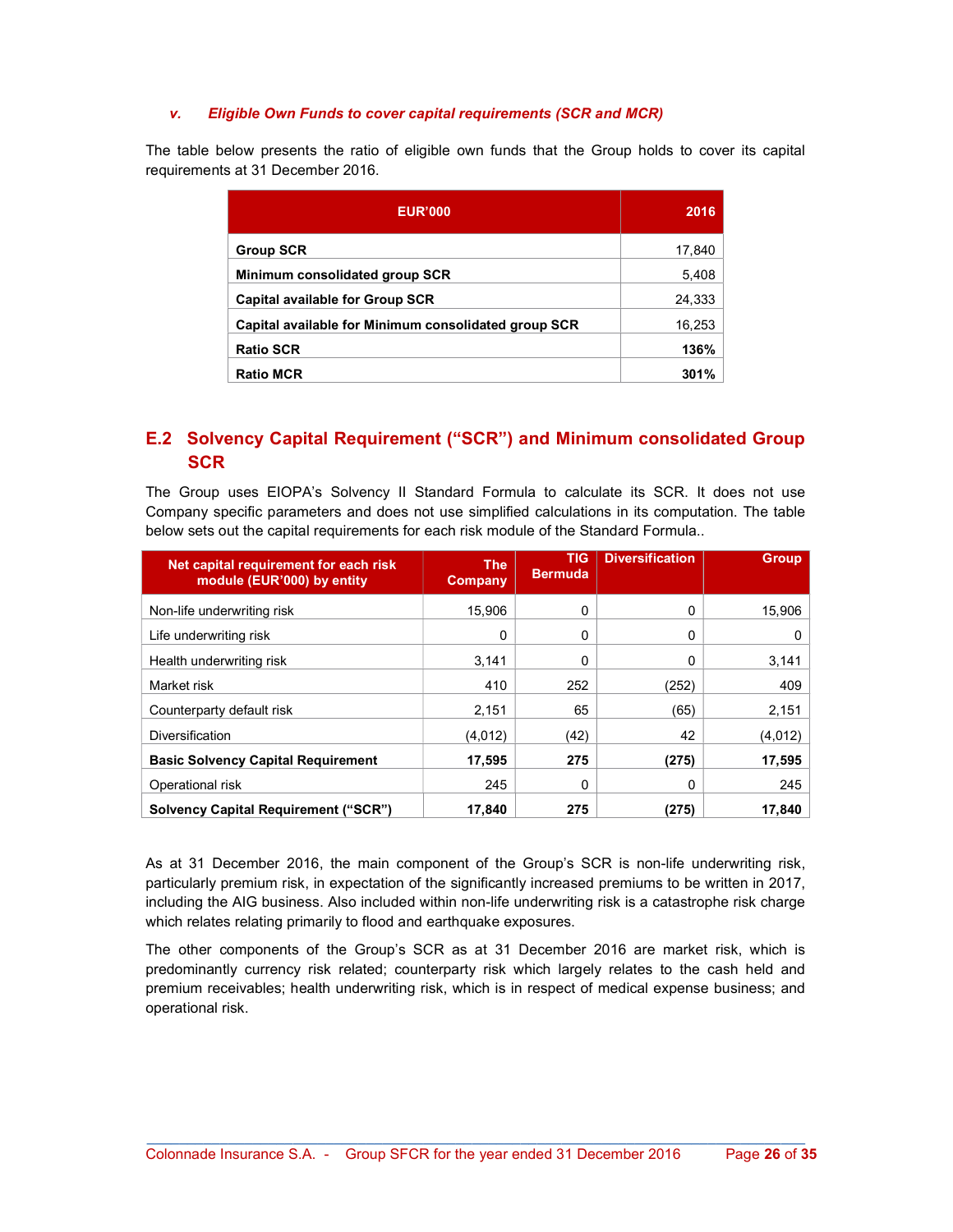### v. *Eligible Own Funds to cover capital requirements (SCR and MCR)*

The table below presents the ratio of eligible own funds that the Group holds to cover its capital requirements at 31 December 2016.

| EUR'000 | 2016 |
|---|---|
| **Group SCR** | 17,840 |
| **Minimum consolidated group SCR** | 5,408 |
| **Capital available for Group SCR** | 24,333 |
| **Capital available for Minimum consolidated group SCR** | 16,253 |
| **Ratio SCR** | **136%** |
| **Ratio MCR** | **301%** |

## E.2 Solvency Capital Requirement ("SCR") and Minimum consolidated Group SCR

The Group uses EIOPA's Solvency II Standard Formula to calculate its SCR. It does not use Company specific parameters and does not use simplified calculations in its computation. The table below sets out the capital requirements for each risk module of the Standard Formula..

| Net capital requirement for each risk module (EUR'000) by entity | The Company | TIG Bermuda | Diversification | Group |
|---|---|---|---|---|
| Non-life underwriting risk | 15,906 | 0 | 0 | 15,906 |
| Life underwriting risk | 0 | 0 | 0 | 0 |
| Health underwriting risk | 3,141 | 0 | 0 | 3,141 |
| Market risk | 410 | 252 | (252) | 409 |
| Counterparty default risk | 2,151 | 65 | (65) | 2,151 |
| Diversification | (4,012) | (42) | 42 | (4,012) |
| **Basic Solvency Capital Requirement** | **17,595** | **275** | **(275)** | **17,595** |
| Operational risk | 245 | 0 | 0 | 245 |
| **Solvency Capital Requirement ("SCR")** | **17,840** | **275** | **(275)** | **17,840** |

As at 31 December 2016, the main component of the Group's SCR is non-life underwriting risk, particularly premium risk, in expectation of the significantly increased premiums to be written in 2017, including the AIG business. Also included within non-life underwriting risk is a catastrophe risk charge which relates relating primarily to flood and earthquake exposures.

The other components of the Group's SCR as at 31 December 2016 are market risk, which is predominantly currency risk related; counterparty risk which largely relates to the cash held and premium receivables; health underwriting risk, which is in respect of medical expense business; and operational risk.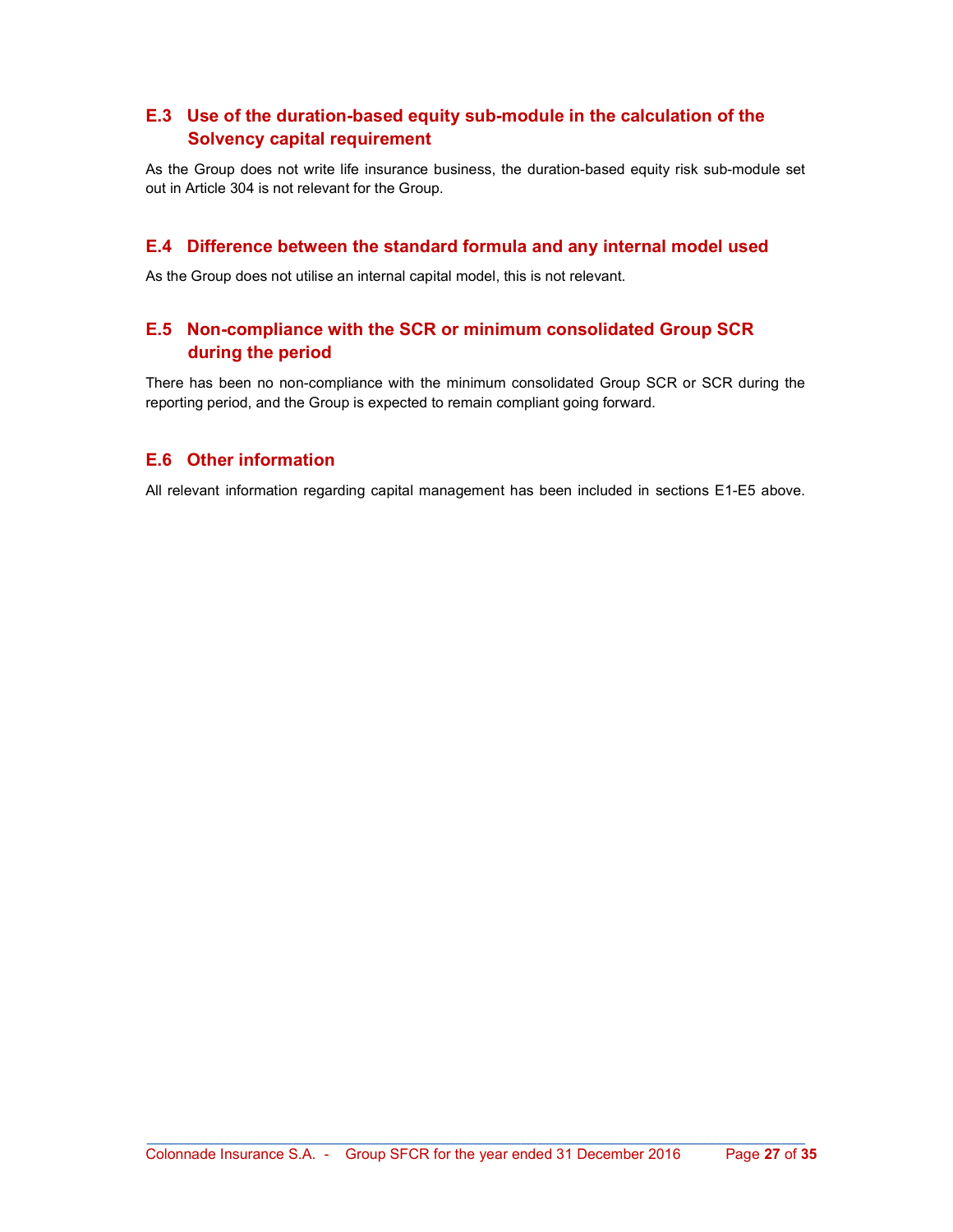## E.3 Use of the duration-based equity sub-module in the calculation of the Solvency capital requirement

As the Group does not write life insurance business, the duration-based equity risk sub-module set out in Article 304 is not relevant for the Group.

## E.4 Difference between the standard formula and any internal model used

As the Group does not utilise an internal capital model, this is not relevant.

## E.5 Non-compliance with the SCR or minimum consolidated Group SCR during the period

There has been no non-compliance with the minimum consolidated Group SCR or SCR during the reporting period, and the Group is expected to remain compliant going forward.

## E.6 Other information

All relevant information regarding capital management has been included in sections E1-E5 above.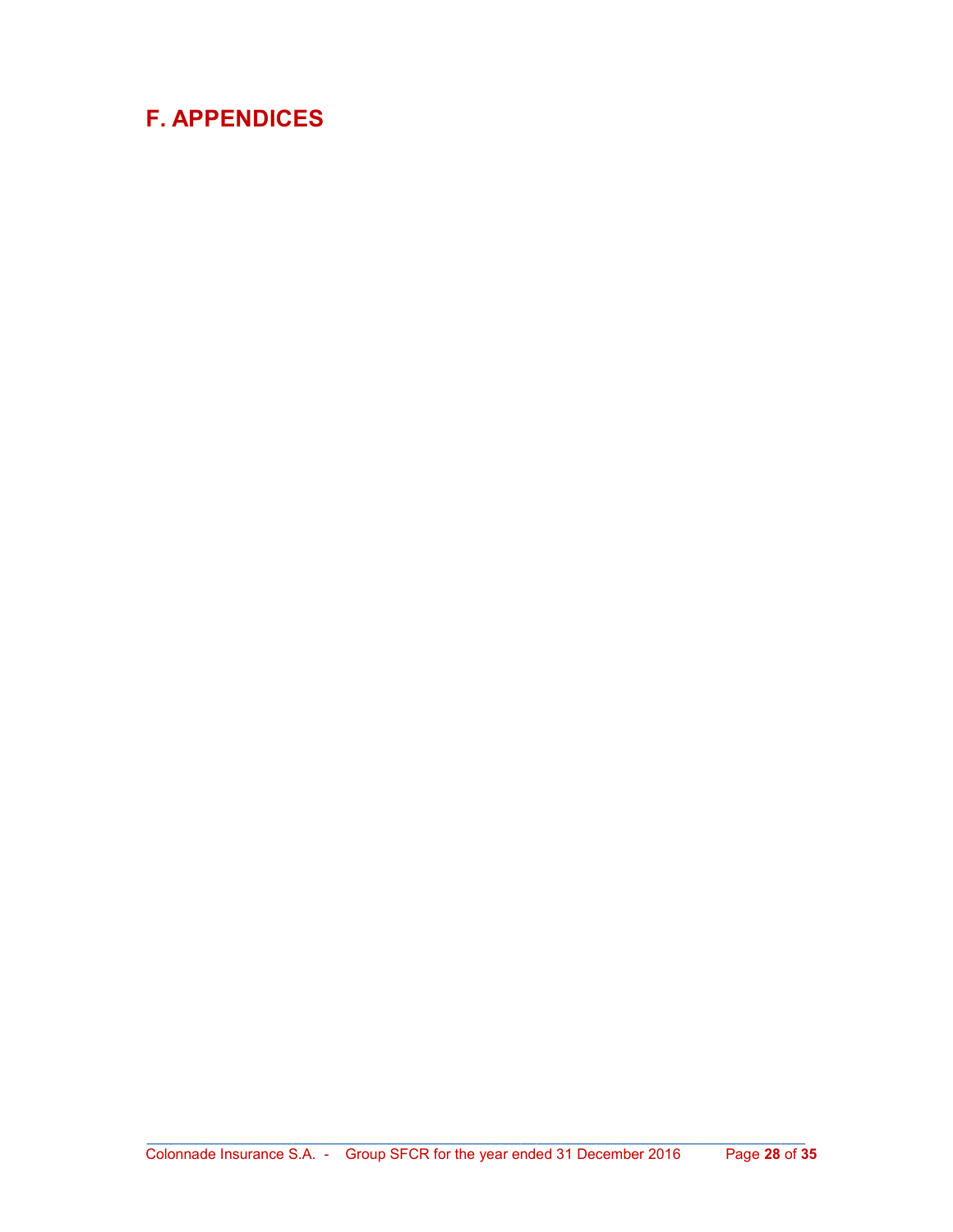# F. APPENDICES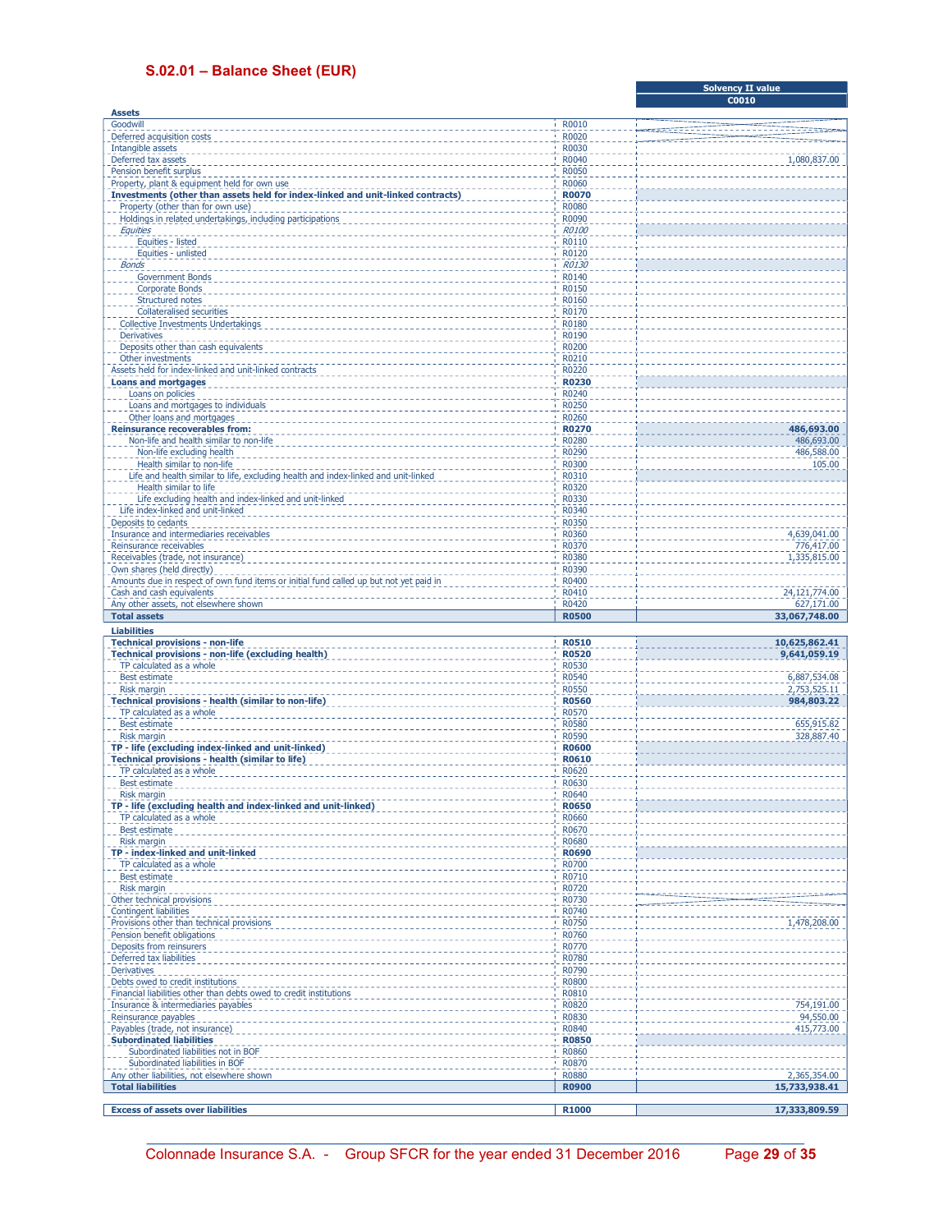## S.02.01 – Balance Sheet (EUR)

| | | Solvency II value |
|---|---|---|
| | | C0010 |
| **Assets** | | |
| Goodwill | R0010 | |
| Deferred acquisition costs | R0020 | |
| Intangible assets | R0030 | |
| Deferred tax assets | R0040 | 1,080,837.00 |
| Pension benefit surplus | R0050 | |
| Property, plant & equipment held for own use | R0060 | |
| **Investments (other than assets held for index-linked and unit-linked contracts)** | **R0070** | |
| Property (other than for own use) | R0080 | |
| Holdings in related undertakings, including participations | R0090 | |
| *Equities* | *R0100* | |
| Equities - listed | R0110 | |
| Equities - unlisted | R0120 | |
| *Bonds* | *R0130* | |
| Government Bonds | R0140 | |
| Corporate Bonds | R0150 | |
| Structured notes | R0160 | |
| Collateralised securities | R0170 | |
| Collective Investments Undertakings | R0180 | |
| Derivatives | R0190 | |
| Deposits other than cash equivalents | R0200 | |
| Other investments | R0210 | |
| Assets held for index-linked and unit-linked contracts | R0220 | |
| **Loans and mortgages** | **R0230** | |
| Loans on policies | R0240 | |
| Loans and mortgages to individuals | R0250 | |
| Other loans and mortgages | R0260 | |
| **Reinsurance recoverables from:** | **R0270** | **486,693.00** |
| Non-life and health similar to non-life | R0280 | 486,693.00 |
| Non-life excluding health | R0290 | 486,588.00 |
| Health similar to non-life | R0300 | 105.00 |
| Life and health similar to life, excluding health and index-linked and unit-linked | R0310 | |
| Health similar to life | R0320 | |
| Life excluding health and index-linked and unit-linked | R0330 | |
| Life index-linked and unit-linked | R0340 | |
| Deposits to cedants | R0350 | |
| Insurance and intermediaries receivables | R0360 | 4,639,041.00 |
| Reinsurance receivables | R0370 | 776,417.00 |
| Receivables (trade, not insurance) | R0380 | 1,335,815.00 |
| Own shares (held directly) | R0390 | |
| Amounts due in respect of own fund items or initial fund called up but not yet paid in | R0400 | |
| Cash and cash equivalents | R0410 | 24,121,774.00 |
| Any other assets, not elsewhere shown | R0420 | 627,171.00 |
| **Total assets** | **R0500** | **33,067,748.00** |
| **Liabilities** | | |
| **Technical provisions - non-life** | **R0510** | **10,625,862.41** |
| **Technical provisions - non-life (excluding health)** | **R0520** | **9,641,059.19** |
| TP calculated as a whole | R0530 | |
| Best estimate | R0540 | 6,887,534.08 |
| Risk margin | R0550 | 2,753,525.11 |
| **Technical provisions - health (similar to non-life)** | **R0560** | **984,803.22** |
| TP calculated as a whole | R0570 | |
| Best estimate | R0580 | 655,915.82 |
| Risk margin | R0590 | 328,887.40 |
| **TP - life (excluding index-linked and unit-linked)** | **R0600** | |
| **Technical provisions - health (similar to life)** | **R0610** | |
| TP calculated as a whole | R0620 | |
| Best estimate | R0630 | |
| Risk margin | R0640 | |
| **TP - life (excluding health and index-linked and unit-linked)** | **R0650** | |
| TP calculated as a whole | R0660 | |
| Best estimate | R0670 | |
| Risk margin | R0680 | |
| **TP - index-linked and unit-linked** | **R0690** | |
| TP calculated as a whole | R0700 | |
| Best estimate | R0710 | |
| Risk margin | R0720 | |
| Other technical provisions | R0730 | |
| Contingent liabilities | R0740 | |
| Provisions other than technical provisions | R0750 | 1,478,208.00 |
| Pension benefit obligations | R0760 | |
| Deposits from reinsurers | R0770 | |
| Deferred tax liabilities | R0780 | |
| Derivatives | R0790 | |
| Debts owed to credit institutions | R0800 | |
| Financial liabilities other than debts owed to credit institutions | R0810 | |
| Insurance & intermediaries payables | R0820 | 754,191.00 |
| Reinsurance payables | R0830 | 94,550.00 |
| Payables (trade, not insurance) | R0840 | 415,773.00 |
| **Subordinated liabilities** | **R0850** | |
| Subordinated liabilities not in BOF | R0860 | |
| Subordinated liabilities in BOF | R0870 | |
| Any other liabilities, not elsewhere shown | R0880 | 2,365,354.00 |
| **Total liabilities** | **R0900** | **15,733,938.41** |
| **Excess of assets over liabilities** | **R1000** | **17,333,809.59** |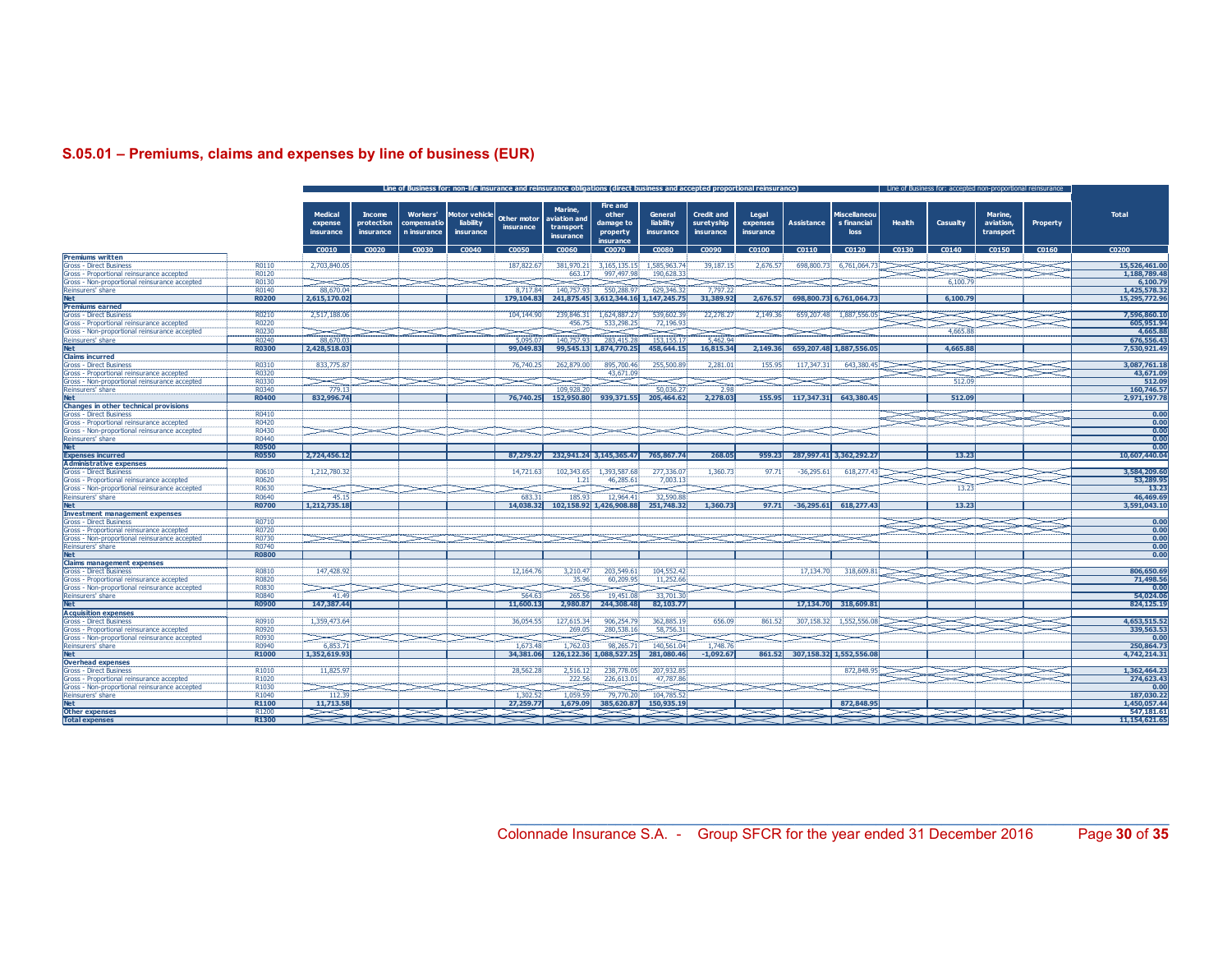## S.05.01 – Premiums, claims and expenses by line of business (EUR)

| | | Line of Business for: non-life insurance and reinsurance obligations (direct business and accepted proportional reinsurance) | | | | | | | | | | | | Line of Business for: accepted non-proportional reinsurance | | | | Total |
|---|---|---|---|---|---|---|---|---|---|---|---|---|---|---|---|---|---|---|
| | | Medical expense insurance | Income protection insurance | Workers' compensation insurance | Motor vehicle liability insurance | Other motor insurance | Marine, aviation and transport insurance | Fire and other damage to property insurance | General liability insurance | Credit and suretyship insurance | Legal expenses insurance | Assistance | Miscellaneous financial loss | Health | Casualty | Marine, aviation, transport | Property | |
| | | C0010 | C0020 | C0030 | C0040 | C0050 | C0060 | C0070 | C0080 | C0090 | C0100 | C0110 | C0120 | C0130 | C0140 | C0150 | C0160 | C0200 |
| **Premiums written** | | | | | | | | | | | | | | | | | | |
| Gross - Direct Business | R0110 | 2,703,840.05 | | | | 187,822.67 | 381,970.21 | 3,165,135.15 | 1,585,963.74 | 39,187.15 | 2,676.57 | 698,800.73 | 6,761,064.73 | | | | | 15,526,461.00 |
| Gross - Proportional reinsurance accepted | R0120 | | | | | | 663.17 | 997,497.98 | 190,628.33 | | | | | | | | | 1,188,789.48 |
| Gross - Non-proportional reinsurance accepted | R0130 | | | | | | | | | | | | | | 6,100.79 | | | 6,100.79 |
| Reinsurers' share | R0140 | 88,670.04 | | | | 8,717.84 | 140,757.93 | 550,288.97 | 629,346.32 | 7,797.22 | | | | | | | | 1,425,578.32 |
| **Net** | **R0200** | **2,615,170.02** | | | | **179,104.83** | **241,875.45** | **3,612,344.16** | **1,147,245.75** | **31,389.92** | **2,676.57** | **698,800.73** | **6,761,064.73** | | **6,100.79** | | | **15,295,772.96** |
| **Premiums earned** | | | | | | | | | | | | | | | | | | |
| Gross - Direct Business | R0210 | 2,517,188.06 | | | | 104,144.90 | 239,846.31 | 1,624,887.27 | 539,602.39 | 22,278.27 | 2,149.36 | 659,207.48 | 1,887,556.05 | | | | | 7,596,860.10 |
| Gross - Proportional reinsurance accepted | R0220 | | | | | | 456.75 | 533,298.25 | 72,196.93 | | | | | | | | | 605,951.94 |
| Gross - Non-proportional reinsurance accepted | R0230 | | | | | | | | | | | | | | 4,665.88 | | | 4,665.88 |
| Reinsurers' share | R0240 | 88,670.03 | | | | 5,095.07 | 140,757.93 | 283,415.28 | 153,155.17 | 5,462.94 | | | | | | | | 676,556.43 |
| **Net** | **R0300** | **2,428,518.03** | | | | **99,049.83** | **99,545.13** | **1,874,770.25** | **458,644.15** | **16,815.34** | **2,149.36** | **659,207.48** | **1,887,556.05** | | **4,665.88** | | | **7,530,921.49** |
| **Claims incurred** | | | | | | | | | | | | | | | | | | |
| Gross - Direct Business | R0310 | 833,775.87 | | | | 76,740.25 | 262,879.00 | 895,700.46 | 255,500.89 | 2,281.01 | 155.95 | 117,347.31 | 643,380.45 | | | | | 3,087,761.18 |
| Gross - Proportional reinsurance accepted | R0320 | | | | | | | 43,671.09 | | | | | | | | | | 43,671.09 |
| Gross - Non-proportional reinsurance accepted | R0330 | | | | | | | | | | | | | | 512.09 | | | 512.09 |
| Reinsurers' share | R0340 | 779.13 | | | | | 109,928.20 | | 50,036.27 | 2.98 | | | | | | | | 160,746.57 |
| **Net** | **R0400** | **832,996.74** | | | | **76,740.25** | **152,950.80** | **939,371.55** | **205,464.62** | **2,278.03** | **155.95** | **117,347.31** | **643,380.45** | | **512.09** | | | **2,971,197.78** |
| **Changes in other technical provisions** | | | | | | | | | | | | | | | | | | |
| Gross - Direct Business | R0410 | | | | | | | | | | | | | | | | | 0.00 |
| Gross - Proportional reinsurance accepted | R0420 | | | | | | | | | | | | | | | | | 0.00 |
| Gross - Non-proportional reinsurance accepted | R0430 | | | | | | | | | | | | | | | | | 0.00 |
| Reinsurers' share | R0440 | | | | | | | | | | | | | | | | | 0.00 |
| **Net** | **R0500** | | | | | | | | | | | | | | | | | **0.00** |
| **Expenses incurred** | **R0550** | **2,724,456.12** | | | | **87,279.27** | **232,941.24** | **3,145,365.47** | **765,867.74** | **268.05** | **959.23** | **287,997.41** | **3,362,292.27** | | **13.23** | | | **10,607,440.04** |
| **Administrative expenses** | | | | | | | | | | | | | | | | | | |
| Gross - Direct Business | R0610 | 1,212,780.32 | | | | 14,721.63 | 102,343.65 | 1,393,587.68 | 277,336.07 | 1,360.73 | 97.71 | -36,295.61 | 618,277.43 | | | | | 3,584,209.60 |
| Gross - Proportional reinsurance accepted | R0620 | | | | | | 1.21 | 46,285.61 | 7,003.13 | | | | | | | | | 53,289.95 |
| Gross - Non-proportional reinsurance accepted | R0630 | | | | | | | | | | | | | | 13.23 | | | 13.23 |
| Reinsurers' share | R0640 | 45.15 | | | | 683.31 | 185.93 | 12,964.41 | 32,590.88 | | | | | | | | | 46,469.69 |
| **Net** | **R0700** | **1,212,735.18** | | | | **14,038.32** | **102,158.92** | **1,426,908.88** | **251,748.32** | **1,360.73** | **97.71** | **-36,295.61** | **618,277.43** | | **13.23** | | | **3,591,043.10** |
| **Investment management expenses** | | | | | | | | | | | | | | | | | | |
| Gross - Direct Business | R0710 | | | | | | | | | | | | | | | | | 0.00 |
| Gross - Proportional reinsurance accepted | R0720 | | | | | | | | | | | | | | | | | 0.00 |
| Gross - Non-proportional reinsurance accepted | R0730 | | | | | | | | | | | | | | | | | 0.00 |
| Reinsurers' share | R0740 | | | | | | | | | | | | | | | | | 0.00 |
| **Net** | **R0800** | | | | | | | | | | | | | | | | | **0.00** |
| **Claims management expenses** | | | | | | | | | | | | | | | | | | |
| Gross - Direct Business | R0810 | 147,428.92 | | | | 12,164.76 | 3,210.47 | 203,549.61 | 104,552.42 | | | 17,134.70 | 318,609.81 | | | | | 806,650.69 |
| Gross - Proportional reinsurance accepted | R0820 | | | | | | 35.96 | 60,209.95 | 11,252.66 | | | | | | | | | 71,498.56 |
| Gross - Non-proportional reinsurance accepted | R0830 | | | | | | | | | | | | | | | | | 0.00 |
| Reinsurers' share | R0840 | 41.49 | | | | 564.63 | 265.56 | 19,451.08 | 33,701.30 | | | | | | | | | 54,024.06 |
| **Net** | **R0900** | **147,387.44** | | | | **11,600.13** | **2,980.87** | **244,308.48** | **82,103.77** | | | **17,134.70** | **318,609.81** | | | | | **824,125.19** |
| **Acquisition expenses** | | | | | | | | | | | | | | | | | | |
| Gross - Direct Business | R0910 | 1,359,473.64 | | | | 36,054.55 | 127,615.34 | 906,254.79 | 362,885.19 | 656.09 | 861.52 | 307,158.32 | 1,552,556.08 | | | | | 4,653,515.52 |
| Gross - Proportional reinsurance accepted | R0920 | | | | | | 269.05 | 280,538.16 | 58,756.31 | | | | | | | | | 339,563.53 |
| Gross - Non-proportional reinsurance accepted | R0930 | | | | | | | | | | | | | | | | | 0.00 |
| Reinsurers' share | R0940 | 6,853.71 | | | | 1,673.48 | 1,762.03 | 98,265.71 | 140,561.04 | 1,748.76 | | | | | | | | 250,864.73 |
| **Net** | **R1000** | **1,352,619.93** | | | | **34,381.06** | **126,122.36** | **1,088,527.25** | **281,080.46** | **-1,092.67** | **861.52** | **307,158.32** | **1,552,556.08** | | | | | **4,742,214.31** |
| **Overhead expenses** | | | | | | | | | | | | | | | | | | |
| Gross - Direct Business | R1010 | 11,825.97 | | | | 28,562.28 | 2,516.12 | 238,778.05 | 207,932.85 | | | | 872,848.95 | | | | | 1,362,464.23 |
| Gross - Proportional reinsurance accepted | R1020 | | | | | | 222.56 | 226,613.01 | 47,787.86 | | | | | | | | | 274,623.43 |
| Gross - Non-proportional reinsurance accepted | R1030 | | | | | | | | | | | | | | | | | 0.00 |
| Reinsurers' share | R1040 | 112.39 | | | | 1,302.52 | 1,059.59 | 79,770.20 | 104,785.52 | | | | | | | | | 187,030.22 |
| **Net** | **R1100** | **11,713.58** | | | | **27,259.77** | **1,679.09** | **385,620.87** | **150,935.19** | | | | **872,848.95** | | | | | **1,450,057.44** |
| **Other expenses** | **R1200** | | | | | | | | | | | | | | | | | **547,181.61** |
| **Total expenses** | **R1300** | | | | | | | | | | | | | | | | | **11,154,621.65** |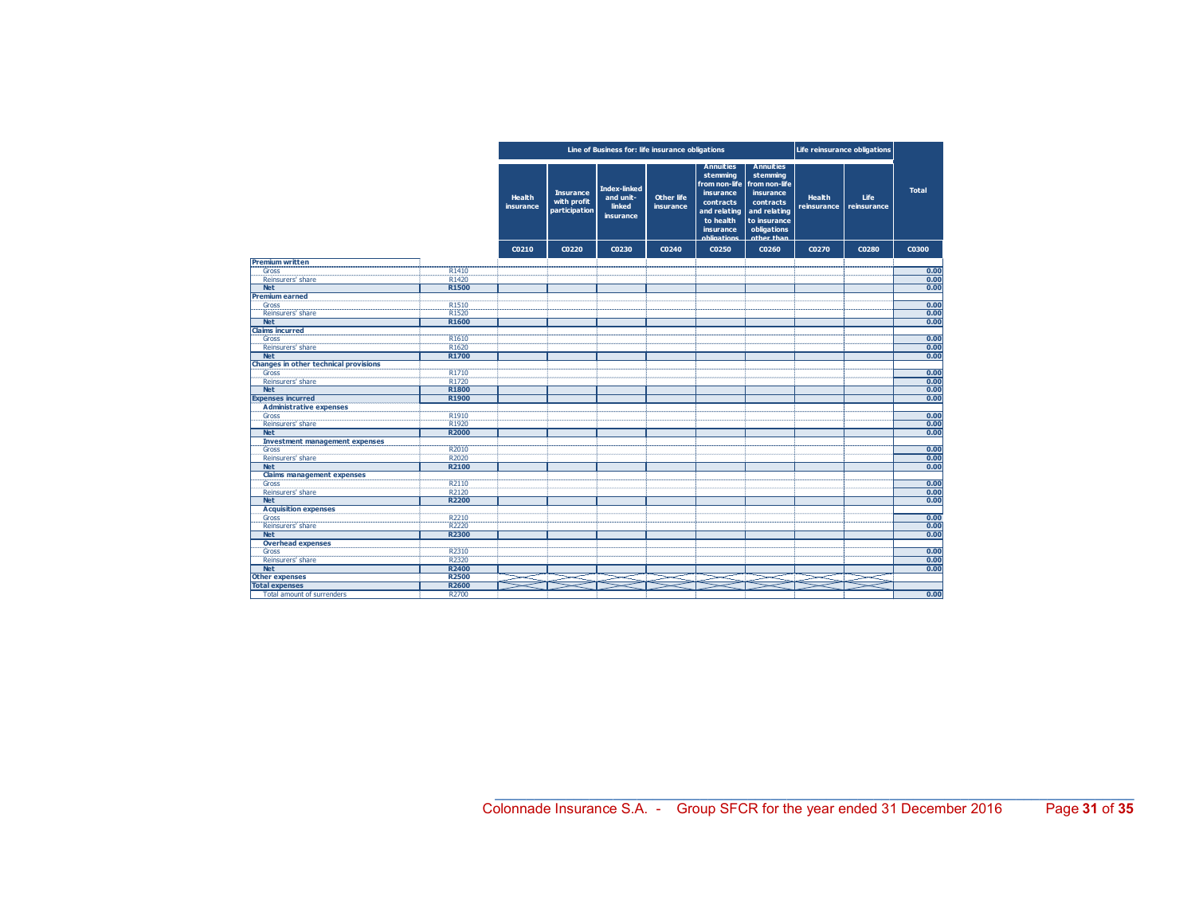| | | Line of Business for: life insurance obligations | | | | | | Life reinsurance obligations | | Total |
|---|---|---|---|---|---|---|---|---|---|---|
| | | Health insurance | Insurance with profit participation | Index-linked and unit-linked insurance | Other life insurance | Annuities stemming from non-life insurance contracts and relating to health insurance obligations | Annuities stemming from non-life insurance contracts and relating to insurance obligations other than | Health reinsurance | Life reinsurance | |
| | | C0210 | C0220 | C0230 | C0240 | C0250 | C0260 | C0270 | C0280 | C0300 |
| **Premium written** | | | | | | | | | | |
| Gross | R1410 | | | | | | | | | 0.00 |
| Reinsurers' share | R1420 | | | | | | | | | 0.00 |
| **Net** | **R1500** | | | | | | | | | 0.00 |
| **Premium earned** | | | | | | | | | | |
| Gross | R1510 | | | | | | | | | 0.00 |
| Reinsurers' share | R1520 | | | | | | | | | 0.00 |
| **Net** | **R1600** | | | | | | | | | 0.00 |
| **Claims incurred** | | | | | | | | | | |
| Gross | R1610 | | | | | | | | | 0.00 |
| Reinsurers' share | R1620 | | | | | | | | | 0.00 |
| **Net** | **R1700** | | | | | | | | | 0.00 |
| **Changes in other technical provisions** | | | | | | | | | | |
| Gross | R1710 | | | | | | | | | 0.00 |
| Reinsurers' share | R1720 | | | | | | | | | 0.00 |
| **Net** | **R1800** | | | | | | | | | 0.00 |
| **Expenses incurred** | **R1900** | | | | | | | | | 0.00 |
| **Administrative expenses** | | | | | | | | | | |
| Gross | R1910 | | | | | | | | | 0.00 |
| Reinsurers' share | R1920 | | | | | | | | | 0.00 |
| **Net** | **R2000** | | | | | | | | | 0.00 |
| **Investment management expenses** | | | | | | | | | | |
| Gross | R2010 | | | | | | | | | 0.00 |
| Reinsurers' share | R2020 | | | | | | | | | 0.00 |
| **Net** | **R2100** | | | | | | | | | 0.00 |
| **Claims management expenses** | | | | | | | | | | |
| Gross | R2110 | | | | | | | | | 0.00 |
| Reinsurers' share | R2120 | | | | | | | | | 0.00 |
| **Net** | **R2200** | | | | | | | | | 0.00 |
| **Acquisition expenses** | | | | | | | | | | |
| Gross | R2210 | | | | | | | | | 0.00 |
| Reinsurers' share | R2220 | | | | | | | | | 0.00 |
| **Net** | **R2300** | | | | | | | | | 0.00 |
| **Overhead expenses** | | | | | | | | | | |
| Gross | R2310 | | | | | | | | | 0.00 |
| Reinsurers' share | R2320 | | | | | | | | | 0.00 |
| **Net** | **R2400** | | | | | | | | | 0.00 |
| **Other expenses** | **R2500** | | | | | | | | | |
| **Total expenses** | **R2600** | | | | | | | | | |
| Total amount of surrenders | R2700 | | | | | | | | | 0.00 |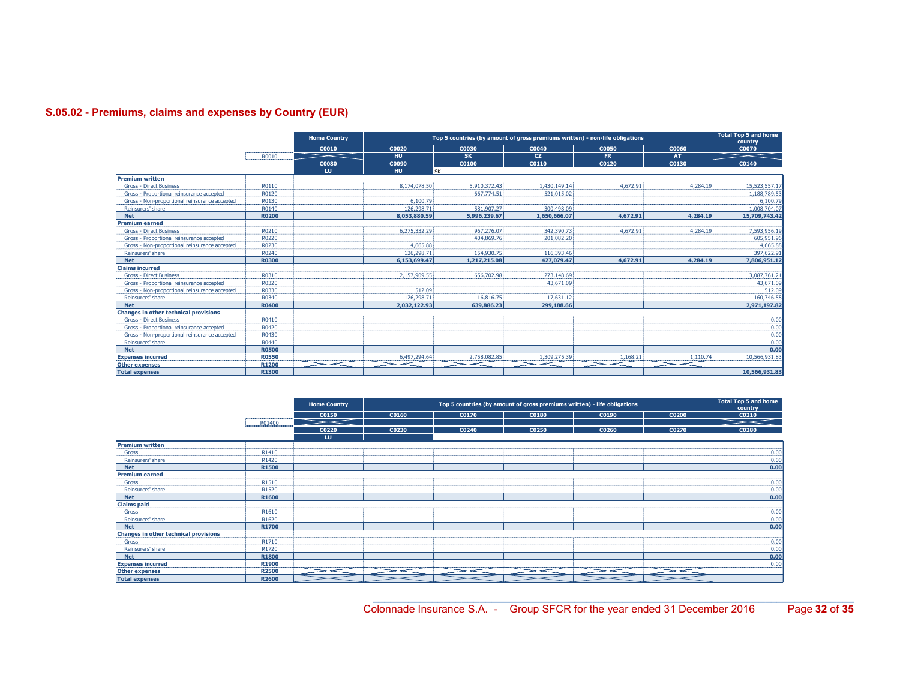## S.05.02 - Premiums, claims and expenses by Country (EUR)

| | | Home Country | Top 5 countries (by amount of gross premiums written) - non-life obligations | | | | | Total Top 5 and home country |
|---|---|---|---|---|---|---|---|---|
| | | C0010 | C0020 | C0030 | C0040 | C0050 | C0060 | C0070 |
| | R0010 | | HU | SK | CZ | FR | AT | |
| | | C0080 | C0090 | C0100 | C0110 | C0120 | C0130 | C0140 |
| | | LU | HU | SK | | | | |
| **Premium written** | | | | | | | | |
| Gross - Direct Business | R0110 | | 8,174,078.50 | 5,910,372.43 | 1,430,149.14 | 4,672.91 | 4,284.19 | 15,523,557.17 |
| Gross - Proportional reinsurance accepted | R0120 | | | 667,774.51 | 521,015.02 | | | 1,188,789.53 |
| Gross - Non-proportional reinsurance accepted | R0130 | | 6,100.79 | | | | | 6,100.79 |
| Reinsurers' share | R0140 | | 126,298.71 | 581,907.27 | 300,498.09 | | | 1,008,704.07 |
| **Net** | **R0200** | | **8,053,880.59** | **5,996,239.67** | **1,650,666.07** | **4,672.91** | **4,284.19** | **15,709,743.42** |
| **Premium earned** | | | | | | | | |
| Gross - Direct Business | R0210 | | 6,275,332.29 | 967,276.07 | 342,390.73 | 4,672.91 | 4,284.19 | 7,593,956.19 |
| Gross - Proportional reinsurance accepted | R0220 | | | 404,869.76 | 201,082.20 | | | 605,951.96 |
| Gross - Non-proportional reinsurance accepted | R0230 | | 4,665.88 | | | | | 4,665.88 |
| Reinsurers' share | R0240 | | 126,298.71 | 154,930.75 | 116,393.46 | | | 397,622.91 |
| **Net** | **R0300** | | **6,153,699.47** | **1,217,215.08** | **427,079.47** | **4,672.91** | **4,284.19** | **7,806,951.12** |
| **Claims incurred** | | | | | | | | |
| Gross - Direct Business | R0310 | | 2,157,909.55 | 656,702.98 | 273,148.69 | | | 3,087,761.21 |
| Gross - Proportional reinsurance accepted | R0320 | | | | 43,671.09 | | | 43,671.09 |
| Gross - Non-proportional reinsurance accepted | R0330 | | 512.09 | | | | | 512.09 |
| Reinsurers' share | R0340 | | 126,298.71 | 16,816.75 | 17,631.12 | | | 160,746.58 |
| **Net** | **R0400** | | **2,032,122.93** | **639,886.23** | **299,188.66** | | | **2,971,197.82** |
| **Changes in other technical provisions** | | | | | | | | |
| Gross - Direct Business | R0410 | | | | | | | 0.00 |
| Gross - Proportional reinsurance accepted | R0420 | | | | | | | 0.00 |
| Gross - Non-proportional reinsurance accepted | R0430 | | | | | | | 0.00 |
| Reinsurers' share | R0440 | | | | | | | 0.00 |
| **Net** | **R0500** | | | | | | | **0.00** |
| **Expenses incurred** | **R0550** | | 6,497,294.64 | 2,758,082.85 | 1,309,275.39 | 1,168.21 | 1,110.74 | 10,566,931.83 |
| **Other expenses** | **R1200** | | | | | | | |
| **Total expenses** | **R1300** | | | | | | | **10,566,931.83** |

| | | Home Country | Top 5 countries (by amount of gross premiums written) - life obligations | | | | | Total Top 5 and home country |
|---|---|---|---|---|---|---|---|---|
| | | C0150 | C0160 | C0170 | C0180 | C0190 | C0200 | C0210 |
| | R01400 | | | | | | | |
| | | C0220 | C0230 | C0240 | C0250 | C0260 | C0270 | C0280 |
| | | LU | | | | | | |
| **Premium written** | | | | | | | | |
| Gross | R1410 | | | | | | | 0.00 |
| Reinsurers' share | R1420 | | | | | | | 0.00 |
| **Net** | **R1500** | | | | | | | **0.00** |
| **Premium earned** | | | | | | | | |
| Gross | R1510 | | | | | | | 0.00 |
| Reinsurers' share | R1520 | | | | | | | 0.00 |
| **Net** | **R1600** | | | | | | | **0.00** |
| **Claims paid** | | | | | | | | |
| Gross | R1610 | | | | | | | 0.00 |
| Reinsurers' share | R1620 | | | | | | | 0.00 |
| **Net** | **R1700** | | | | | | | **0.00** |
| **Changes in other technical provisions** | | | | | | | | |
| Gross | R1710 | | | | | | | 0.00 |
| Reinsurers' share | R1720 | | | | | | | 0.00 |
| **Net** | **R1800** | | | | | | | **0.00** |
| **Expenses incurred** | **R1900** | | | | | | | 0.00 |
| **Other expenses** | **R2500** | | | | | | | |
| **Total expenses** | **R2600** | | | | | | | |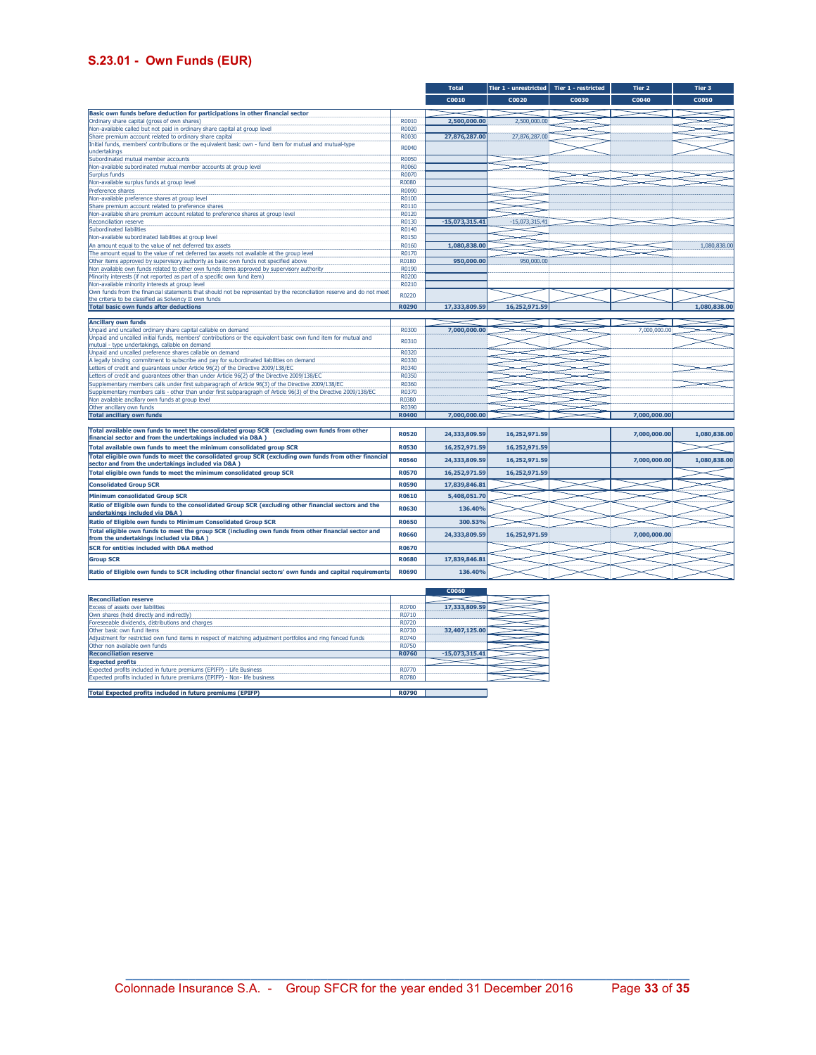## S.23.01 - Own Funds (EUR)

| | | Total | Tier 1 - unrestricted | Tier 1 - restricted | Tier 2 | Tier 3 |
|---|---|---|---|---|---|---|
| | | C0010 | C0020 | C0030 | C0040 | C0050 |
| **Basic own funds before deduction for participations in other financial sector** | | | | | | |
| Ordinary share capital (gross of own shares) | R0010 | 2,500,000.00 | 2,500,000.00 | | | |
| Non-available called but not paid in ordinary share capital at group level | R0020 | | | | | |
| Share premium account related to ordinary share capital | R0030 | 27,876,287.00 | 27,876,287.00 | | | |
| Initial funds, members' contributions or the equivalent basic own - fund item for mutual and mutual-type undertakings | R0040 | | | | | |
| Subordinated mutual member accounts | R0050 | | | | | |
| Non-available subordinated mutual member accounts at group level | R0060 | | | | | |
| Surplus funds | R0070 | | | | | |
| Non-available surplus funds at group level | R0080 | | | | | |
| Preference shares | R0090 | | | | | |
| Non-available preference shares at group level | R0100 | | | | | |
| Share premium account related to preference shares | R0110 | | | | | |
| Non-available share premium account related to preference shares at group level | R0120 | | | | | |
| Reconciliation reserve | R0130 | -15,073,315.41 | -15,073,315.41 | | | |
| Subordinated liabilities | R0140 | | | | | |
| Non-available subordinated liabilities at group level | R0150 | | | | | |
| An amount equal to the value of net deferred tax assets | R0160 | 1,080,838.00 | | | | 1,080,838.00 |
| The amount equal to the value of net deferred tax assets not available at the group level | R0170 | | | | | |
| Other items approved by supervisory authority as basic own funds not specified above | R0180 | 950,000.00 | 950,000.00 | | | |
| Non available own funds related to other own funds items approved by supervisory authority | R0190 | | | | | |
| Minority interests (if not reported as part of a specific own fund item) | R0200 | | | | | |
| Non-available minority interests at group level | R0210 | | | | | |
| Own funds from the financial statements that should not be represented by the reconciliation reserve and do not meet the criteria to be classified as Solvency II own funds | R0220 | | | | | |
| **Total basic own funds after deductions** | **R0290** | **17,333,809.59** | **16,252,971.59** | | | **1,080,838.00** |
| **Ancillary own funds** | | | | | | |
| Unpaid and uncalled ordinary share capital callable on demand | R0300 | 7,000,000.00 | | | 7,000,000.00 | |
| Unpaid and uncalled initial funds, members' contributions or the equivalent basic own fund item for mutual and mutual - type undertakings, callable on demand | R0310 | | | | | |
| Unpaid and uncalled preference shares callable on demand | R0320 | | | | | |
| A legally binding commitment to subscribe and pay for subordinated liabilities on demand | R0330 | | | | | |
| Letters of credit and guarantees under Article 96(2) of the Directive 2009/138/EC | R0340 | | | | | |
| Letters of credit and guarantees other than under Article 96(2) of the Directive 2009/138/EC | R0350 | | | | | |
| Supplementary members calls under first subparagraph of Article 96(3) of the Directive 2009/138/EC | R0360 | | | | | |
| Supplementary members calls - other than under first subparagraph of Article 96(3) of the Directive 2009/138/EC | R0370 | | | | | |
| Non available ancillary own funds at group level | R0380 | | | | | |
| Other ancillary own funds | R0390 | | | | | |
| **Total ancillary own funds** | **R0400** | **7,000,000.00** | | | **7,000,000.00** | |
| **Total available own funds to meet the consolidated group SCR (excluding own funds from other financial sector and from the undertakings included via D&A )** | **R0520** | **24,333,809.59** | **16,252,971.59** | | **7,000,000.00** | **1,080,838.00** |
| **Total available own funds to meet the minimum consolidated group SCR** | **R0530** | **16,252,971.59** | **16,252,971.59** | | | |
| **Total eligible own funds to meet the consolidated group SCR (excluding own funds from other financial sector and from the undertakings included via D&A )** | **R0560** | **24,333,809.59** | **16,252,971.59** | | **7,000,000.00** | **1,080,838.00** |
| **Total eligible own funds to meet the minimum consolidated group SCR** | **R0570** | **16,252,971.59** | **16,252,971.59** | | | |
| **Consolidated Group SCR** | **R0590** | **17,839,846.81** | | | | |
| **Minimum consolidated Group SCR** | **R0610** | **5,408,051.70** | | | | |
| **Ratio of Eligible own funds to the consolidated Group SCR (excluding other financial sectors and the undertakings included via D&A )** | **R0630** | **136.40%** | | | | |
| **Ratio of Eligible own funds to Minimum Consolidated Group SCR** | **R0650** | **300.53%** | | | | |
| **Total eligible own funds to meet the group SCR (including own funds from other financial sector and from the undertakings included via D&A )** | **R0660** | **24,333,809.59** | **16,252,971.59** | | **7,000,000.00** | |
| **SCR for entities included with D&A method** | **R0670** | | | | | |
| **Group SCR** | **R0680** | **17,839,846.81** | | | | |
| **Ratio of Eligible own funds to SCR including other financial sectors' own funds and capital requirements** | **R0690** | **136.40%** | | | | |

| | | C0060 |
|---|---|---|
| **Reconciliation reserve** | | |
| Excess of assets over liabilities | R0700 | 17,333,809.59 |
| Own shares (held directly and indirectly) | R0710 | |
| Foreseeable dividends, distributions and charges | R0720 | |
| Other basic own fund items | R0730 | 32,407,125.00 |
| Adjustment for restricted own fund items in respect of matching adjustment portfolios and ring fenced funds | R0740 | |
| Other non available own funds | R0750 | |
| **Reconciliation reserve** | **R0760** | **-15,073,315.41** |
| **Expected profits** | | |
| Expected profits included in future premiums (EPIFP) - Life Business | R0770 | |
| Expected profits included in future premiums (EPIFP) - Non- life business | R0780 | |
| **Total Expected profits included in future premiums (EPIFP)** | **R0790** | |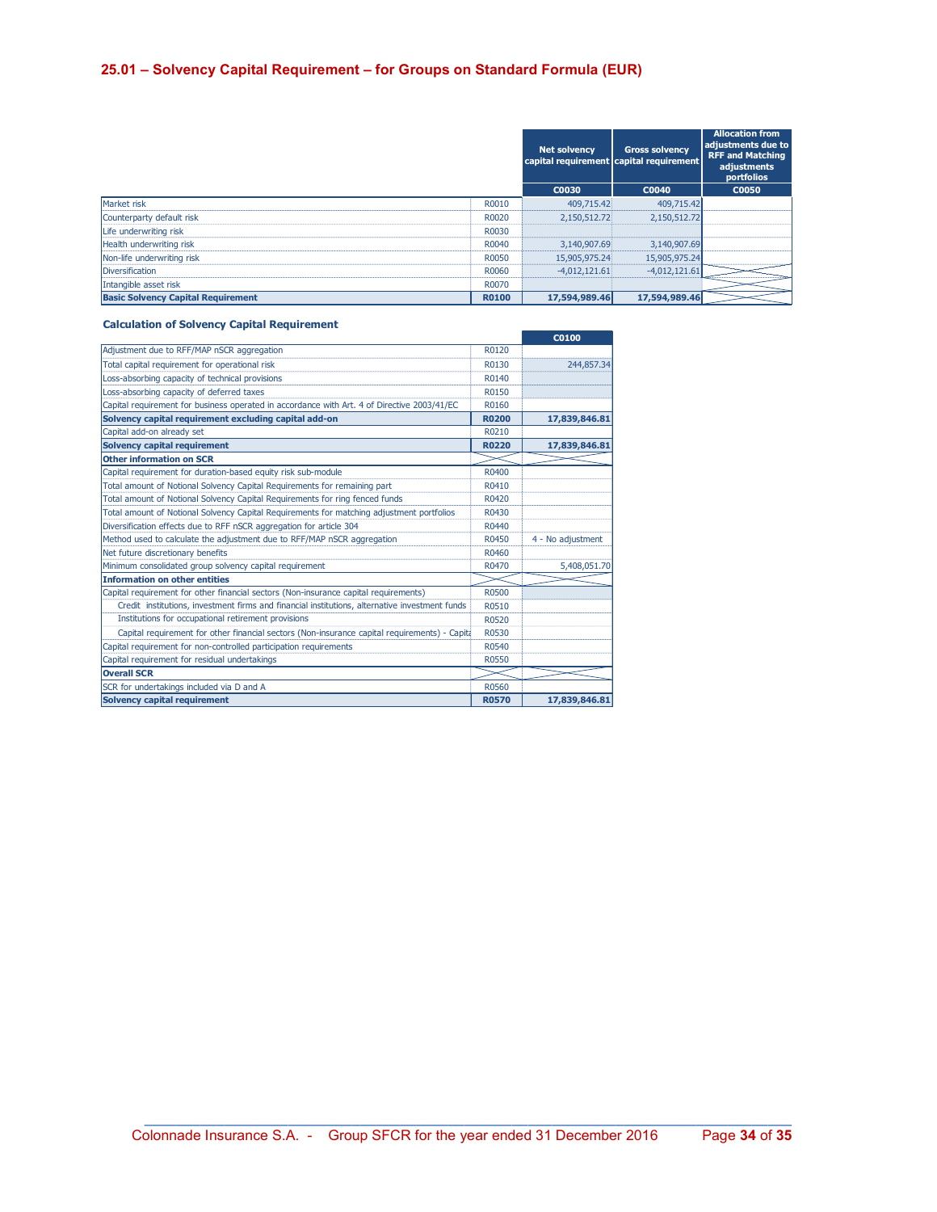## 25.01 – Solvency Capital Requirement – for Groups on Standard Formula (EUR)

| | | Net solvency capital requirement | Gross solvency capital requirement | Allocation from adjustments due to RFF and Matching adjustments portfolios |
|---|---|---|---|---|
| | | C0030 | C0040 | C0050 |
| Market risk | R0010 | 409,715.42 | 409,715.42 | |
| Counterparty default risk | R0020 | 2,150,512.72 | 2,150,512.72 | |
| Life underwriting risk | R0030 | | | |
| Health underwriting risk | R0040 | 3,140,907.69 | 3,140,907.69 | |
| Non-life underwriting risk | R0050 | 15,905,975.24 | 15,905,975.24 | |
| Diversification | R0060 | -4,012,121.61 | -4,012,121.61 | |
| Intangible asset risk | R0070 | | | |
| **Basic Solvency Capital Requirement** | **R0100** | **17,594,989.46** | **17,594,989.46** | |

### Calculation of Solvency Capital Requirement

| | | C0100 |
|---|---|---|
| Adjustment due to RFF/MAP nSCR aggregation | R0120 | |
| Total capital requirement for operational risk | R0130 | 244,857.34 |
| Loss-absorbing capacity of technical provisions | R0140 | |
| Loss-absorbing capacity of deferred taxes | R0150 | |
| Capital requirement for business operated in accordance with Art. 4 of Directive 2003/41/EC | R0160 | |
| **Solvency capital requirement excluding capital add-on** | **R0200** | **17,839,846.81** |
| Capital add-on already set | R0210 | |
| **Solvency capital requirement** | **R0220** | **17,839,846.81** |
| **Other information on SCR** | | |
| Capital requirement for duration-based equity risk sub-module | R0400 | |
| Total amount of Notional Solvency Capital Requirements for remaining part | R0410 | |
| Total amount of Notional Solvency Capital Requirements for ring fenced funds | R0420 | |
| Total amount of Notional Solvency Capital Requirements for matching adjustment portfolios | R0430 | |
| Diversification effects due to RFF nSCR aggregation for article 304 | R0440 | |
| Method used to calculate the adjustment due to RFF/MAP nSCR aggregation | R0450 | 4 - No adjustment |
| Net future discretionary benefits | R0460 | |
| Minimum consolidated group solvency capital requirement | R0470 | 5,408,051.70 |
| **Information on other entities** | | |
| Capital requirement for other financial sectors (Non-insurance capital requirements) | R0500 | |
| Credit institutions, investment firms and financial institutions, alternative investment funds | R0510 | |
| Institutions for occupational retirement provisions | R0520 | |
| Capital requirement for other financial sectors (Non-insurance capital requirements) - Capita | R0530 | |
| Capital requirement for non-controlled participation requirements | R0540 | |
| Capital requirement for residual undertakings | R0550 | |
| **Overall SCR** | | |
| SCR for undertakings included via D and A | R0560 | |
| **Solvency capital requirement** | **R0570** | **17,839,846.81** |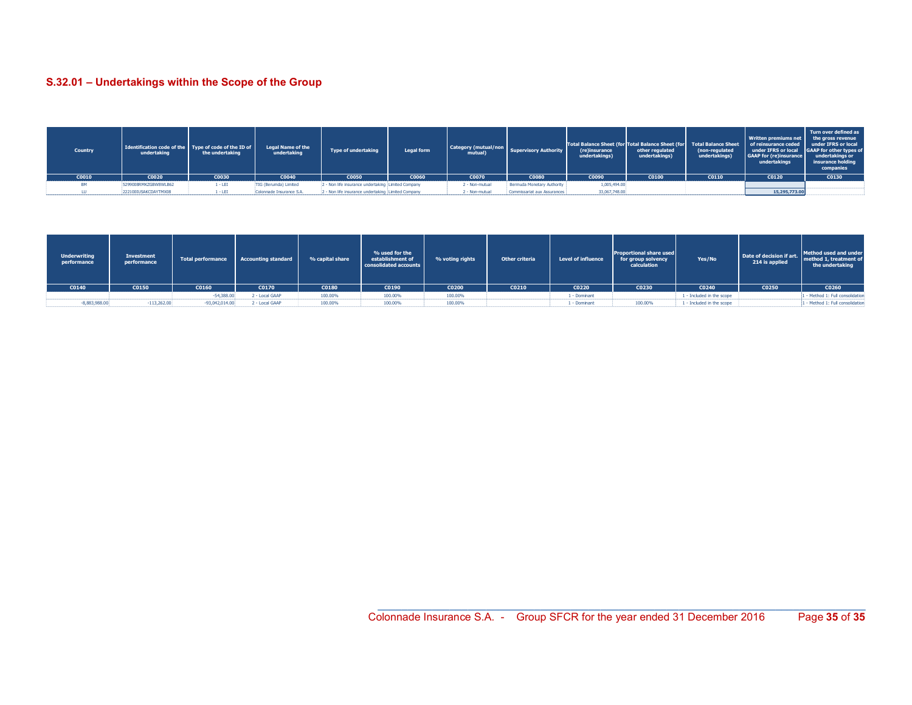## S.32.01 – Undertakings within the Scope of the Group

| Country | Identification code of the undertaking | Type of code of the ID of the undertaking | Legal Name of the undertaking | Type of undertaking | Legal form | Category (mutual/non mutual) | Supervisory Authority | Total Balance Sheet (for (re)insurance undertakings) | Total Balance Sheet (for other regulated undertakings) | Total Balance Sheet (non-regulated undertakings) | Written premiums net of reinsurance ceded under IFRS or local GAAP for (re)insurance undertakings | Turn over defined as the gross revenue under IFRS or local GAAP for other types of undertakings or insurance holding companies |
|---|---|---|---|---|---|---|---|---|---|---|---|---|
| C0010 | C0020 | C0030 | C0040 | C0050 | C0060 | C0070 | C0080 | C0090 | C0100 | C0110 | C0120 | C0130 |
| BM | 5299008RMKZGBW8WLB62 | 1 - LEI | TIG (Berumda) Limited | 2 - Non life insurance undertaking | Limited Company | 2 - Non-mutual | Bermuda Monetary Authority | 1,005,494.00 | | | | |
| LU | 222100IUSAKCDAYTMX08 | 1 - LEI | Colonnade Insurance S.A. | 2 - Non life insurance undertaking | Limited Company | 2 - Non-mutual | Commissariat aux Assurances | 33,067,748.00 | | | 15,295,773.00 | |

| Underwriting performance | Investment performance | Total performance | Accounting standard | % capital share | % used for the establishment of consolidated accounts | % voting rights | Other criteria | Level of influence | Proportional share used for group solvency calculation | Yes/No | Date of decision if art. 214 is applied | Method used and under method 1, treatment of the undertaking |
|---|---|---|---|---|---|---|---|---|---|---|---|---|
| C0140 | C0150 | C0160 | C0170 | C0180 | C0190 | C0200 | C0210 | C0220 | C0230 | C0240 | C0250 | C0260 |
| | | -54,388.00 | 2 - Local GAAP | 100.00% | 100.00% | 100.00% | | 1 - Dominant | | 1 - Included in the scope | | 1 - Method 1: Full consolidation |
| -8,883,988.00 | -113,262.00 | -93,042,014.00 | 2 - Local GAAP | 100.00% | 100.00% | 100.00% | | 1 - Dominant | 100.00% | 1 - Included in the scope | | 1 - Method 1: Full consolidation |